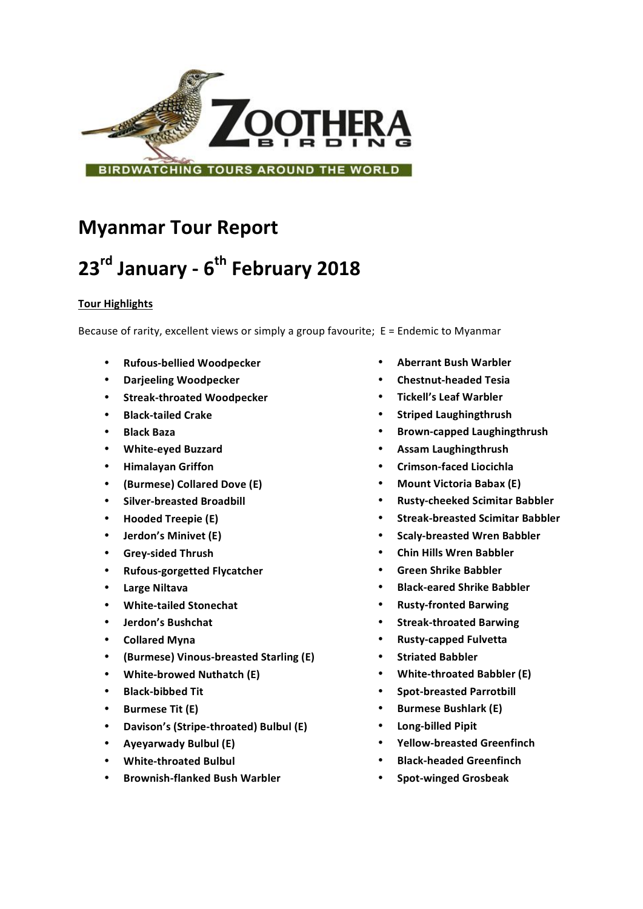# Myanmar Tour Report

# 23rd January - 6th February 2018

**Tour Highlights**

Because of rarity, excellent views or simply a group favourite; E = Endemic to Myanmar

- **Rufous-bellied Woodpecker**
- **Darjeeling Woodpecker**
- **Streak-throated Woodpecker**
- **Black-tailed Crake**
- **Black Baza**
- **White-eyed Buzzard**
- **Himalayan Griffon**
- **(Burmese) Collared Dove (E)**
- **Silver-breasted Broadbill**
- **Hooded Treepie (E)**
- **Jerdon's Minivet (E)**
- **Grey-sided Thrush**
- **Rufous-gorgetted Flycatcher**
- **Large Niltava**
- **White-tailed Stonechat**
- **Jerdon's Bushchat**
- **Collared Myna**
- **(Burmese) Vinous-breasted Starling (E)**
- **White-browed Nuthatch (E)**
- **Black-bibbed Tit**
- **Burmese Tit (E)**
- **Davison's (Stripe-throated) Bulbul (E)**
- **Ayeyarwady Bulbul (E)**
- **White-throated Bulbul**
- **Brownish-flanked Bush Warbler**
- **Aberrant Bush Warbler**
- **Chestnut-headed Tesia**
- **Tickell's Leaf Warbler**
- **Striped Laughingthrush**
- **Brown-capped Laughingthrush**
- **Assam Laughingthrush**
- **Crimson-faced Liocichla**
- **Mount Victoria Babax (E)**
- **Rusty-cheeked Scimitar Babbler**
- **Streak-breasted Scimitar Babbler**
- **Scaly-breasted Wren Babbler**
- **Chin Hills Wren Babbler**
- **Green Shrike Babbler**
- **Black-eared Shrike Babbler**
- **Rusty-fronted Barwing**
- **Streak-throated Barwing**
- **Rusty-capped Fulvetta**
- **Striated Babbler**
- **White-throated Babbler (E)**
- **Spot-breasted Parrotbill**
- **Burmese Bushlark (E)**
- **Long-billed Pipit**
- **Yellow-breasted Greenfinch**
- **Black-headed Greenfinch**
- **Spot-winged Grosbeak**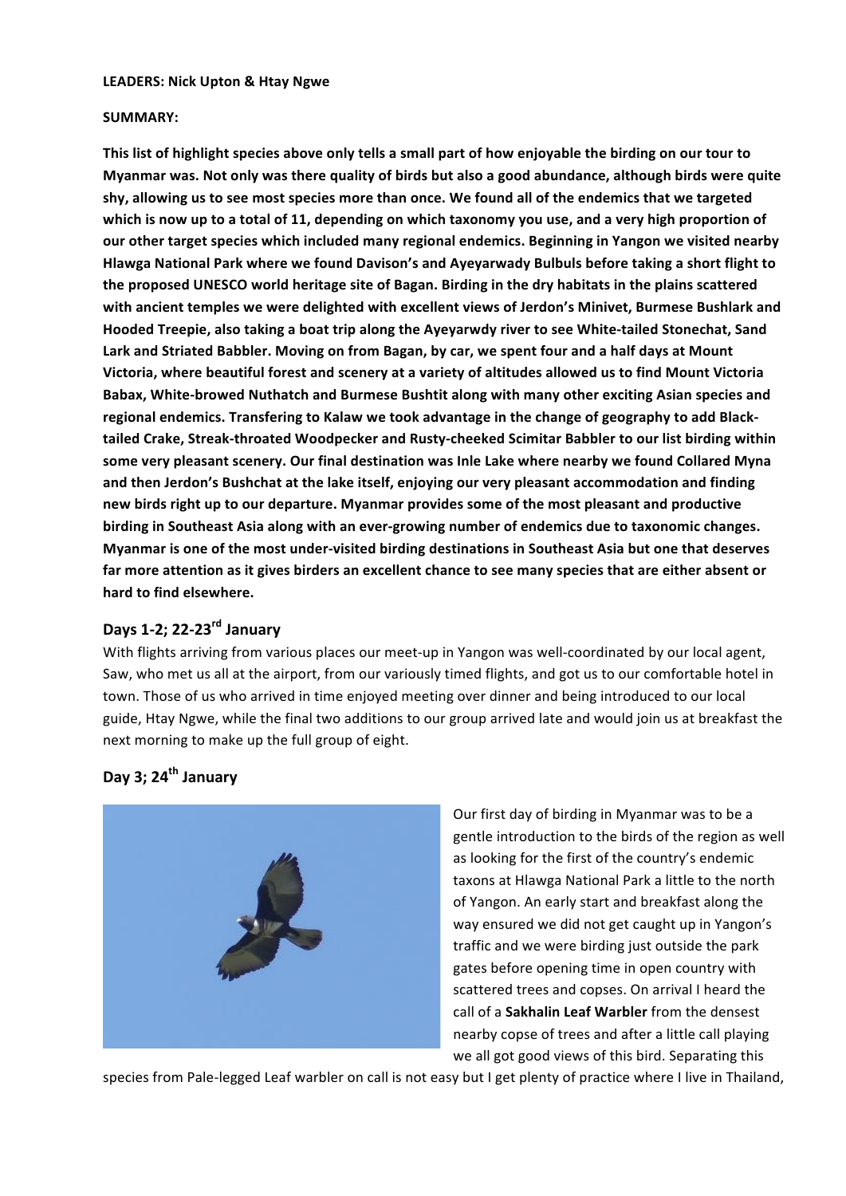**LEADERS: Nick Upton & Htay Ngwe**

**SUMMARY:**

**This list of highlight species above only tells a small part of how enjoyable the birding on our tour to Myanmar was. Not only was there quality of birds but also a good abundance, although birds were quite shy, allowing us to see most species more than once. We found all of the endemics that we targeted which is now up to a total of 11, depending on which taxonomy you use, and a very high proportion of our other target species which included many regional endemics. Beginning in Yangon we visited nearby Hlawga National Park where we found Davison's and Ayeyarwady Bulbuls before taking a short flight to the proposed UNESCO world heritage site of Bagan. Birding in the dry habitats in the plains scattered with ancient temples we were delighted with excellent views of Jerdon's Minivet, Burmese Bushlark and Hooded Treepie, also taking a boat trip along the Ayeyarwdy river to see White-tailed Stonechat, Sand Lark and Striated Babbler. Moving on from Bagan, by car, we spent four and a half days at Mount Victoria, where beautiful forest and scenery at a variety of altitudes allowed us to find Mount Victoria Babax, White-browed Nuthatch and Burmese Bushtit along with many other exciting Asian species and regional endemics. Transfering to Kalaw we took advantage in the change of geography to add Black-tailed Crake, Streak-throated Woodpecker and Rusty-cheeked Scimitar Babbler to our list birding within some very pleasant scenery. Our final destination was Inle Lake where nearby we found Collared Myna and then Jerdon's Bushchat at the lake itself, enjoying our very pleasant accommodation and finding new birds right up to our departure. Myanmar provides some of the most pleasant and productive birding in Southeast Asia along with an ever-growing number of endemics due to taxonomic changes. Myanmar is one of the most under-visited birding destinations in Southeast Asia but one that deserves far more attention as it gives birders an excellent chance to see many species that are either absent or hard to find elsewhere.**

## Days 1-2; 22-23rd January

With flights arriving from various places our meet-up in Yangon was well-coordinated by our local agent, Saw, who met us all at the airport, from our variously timed flights, and got us to our comfortable hotel in town. Those of us who arrived in time enjoyed meeting over dinner and being introduced to our local guide, Htay Ngwe, while the final two additions to our group arrived late and would join us at breakfast the next morning to make up the full group of eight.

## Day 3; 24th January

Our first day of birding in Myanmar was to be a gentle introduction to the birds of the region as well as looking for the first of the country's endemic taxons at Hlawga National Park a little to the north of Yangon. An early start and breakfast along the way ensured we did not get caught up in Yangon's traffic and we were birding just outside the park gates before opening time in open country with scattered trees and copses. On arrival I heard the call of a **Sakhalin Leaf Warbler** from the densest nearby copse of trees and after a little call playing we all got good views of this bird. Separating this species from Pale-legged Leaf warbler on call is not easy but I get plenty of practice where I live in Thailand,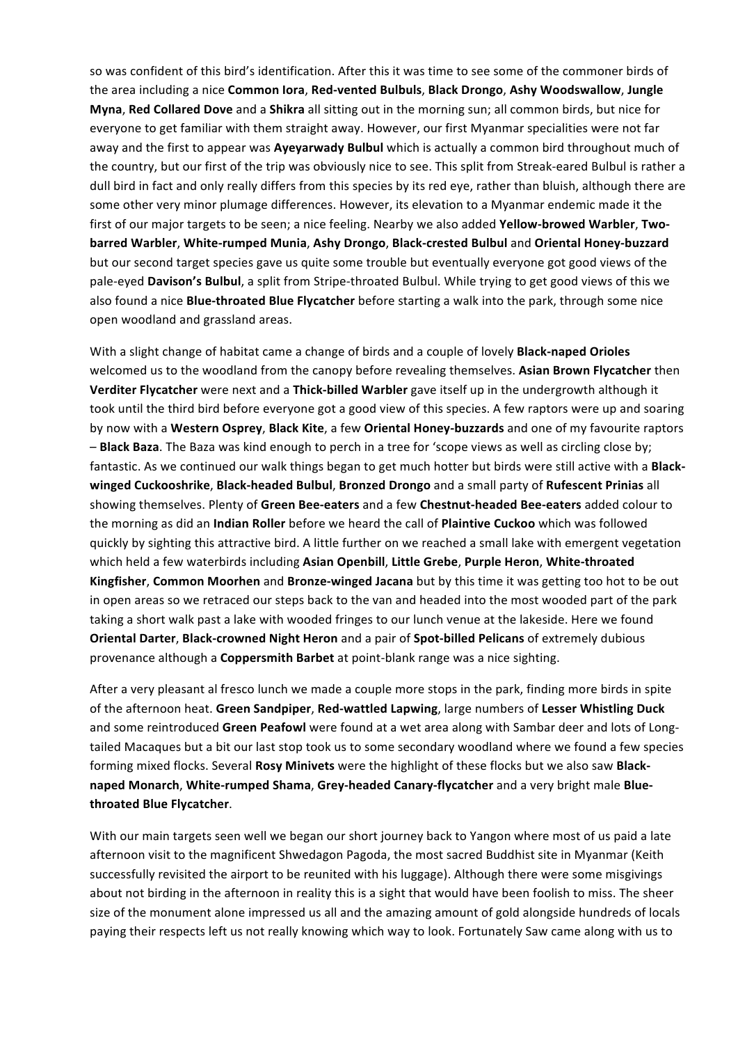so was confident of this bird's identification. After this it was time to see some of the commoner birds of the area including a nice **Common Iora**, **Red-vented Bulbuls**, **Black Drongo**, **Ashy Woodswallow**, **Jungle Myna**, **Red Collared Dove** and a **Shikra** all sitting out in the morning sun; all common birds, but nice for everyone to get familiar with them straight away. However, our first Myanmar specialities were not far away and the first to appear was **Ayeyarwady Bulbul** which is actually a common bird throughout much of the country, but our first of the trip was obviously nice to see. This split from Streak-eared Bulbul is rather a dull bird in fact and only really differs from this species by its red eye, rather than bluish, although there are some other very minor plumage differences. However, its elevation to a Myanmar endemic made it the first of our major targets to be seen; a nice feeling. Nearby we also added **Yellow-browed Warbler**, **Two-barred Warbler**, **White-rumped Munia**, **Ashy Drongo**, **Black-crested Bulbul** and **Oriental Honey-buzzard** but our second target species gave us quite some trouble but eventually everyone got good views of the pale-eyed **Davison's Bulbul**, a split from Stripe-throated Bulbul. While trying to get good views of this we also found a nice **Blue-throated Blue Flycatcher** before starting a walk into the park, through some nice open woodland and grassland areas.

With a slight change of habitat came a change of birds and a couple of lovely **Black-naped Orioles** welcomed us to the woodland from the canopy before revealing themselves. **Asian Brown Flycatcher** then **Verditer Flycatcher** were next and a **Thick-billed Warbler** gave itself up in the undergrowth although it took until the third bird before everyone got a good view of this species. A few raptors were up and soaring by now with a **Western Osprey**, **Black Kite**, a few **Oriental Honey-buzzards** and one of my favourite raptors – **Black Baza**. The Baza was kind enough to perch in a tree for 'scope views as well as circling close by; fantastic. As we continued our walk things began to get much hotter but birds were still active with a **Black-winged Cuckooshrike**, **Black-headed Bulbul**, **Bronzed Drongo** and a small party of **Rufescent Prinias** all showing themselves. Plenty of **Green Bee-eaters** and a few **Chestnut-headed Bee-eaters** added colour to the morning as did an **Indian Roller** before we heard the call of **Plaintive Cuckoo** which was followed quickly by sighting this attractive bird. A little further on we reached a small lake with emergent vegetation which held a few waterbirds including **Asian Openbill**, **Little Grebe**, **Purple Heron**, **White-throated Kingfisher**, **Common Moorhen** and **Bronze-winged Jacana** but by this time it was getting too hot to be out in open areas so we retraced our steps back to the van and headed into the most wooded part of the park taking a short walk past a lake with wooded fringes to our lunch venue at the lakeside. Here we found **Oriental Darter**, **Black-crowned Night Heron** and a pair of **Spot-billed Pelicans** of extremely dubious provenance although a **Coppersmith Barbet** at point-blank range was a nice sighting.

After a very pleasant al fresco lunch we made a couple more stops in the park, finding more birds in spite of the afternoon heat. **Green Sandpiper**, **Red-wattled Lapwing**, large numbers of **Lesser Whistling Duck** and some reintroduced **Green Peafowl** were found at a wet area along with Sambar deer and lots of Long-tailed Macaques but a bit our last stop took us to some secondary woodland where we found a few species forming mixed flocks. Several **Rosy Minivets** were the highlight of these flocks but we also saw **Black-naped Monarch**, **White-rumped Shama**, **Grey-headed Canary-flycatcher** and a very bright male **Blue-throated Blue Flycatcher**.

With our main targets seen well we began our short journey back to Yangon where most of us paid a late afternoon visit to the magnificent Shwedagon Pagoda, the most sacred Buddhist site in Myanmar (Keith successfully revisited the airport to be reunited with his luggage). Although there were some misgivings about not birding in the afternoon in reality this is a sight that would have been foolish to miss. The sheer size of the monument alone impressed us all and the amazing amount of gold alongside hundreds of locals paying their respects left us not really knowing which way to look. Fortunately Saw came along with us to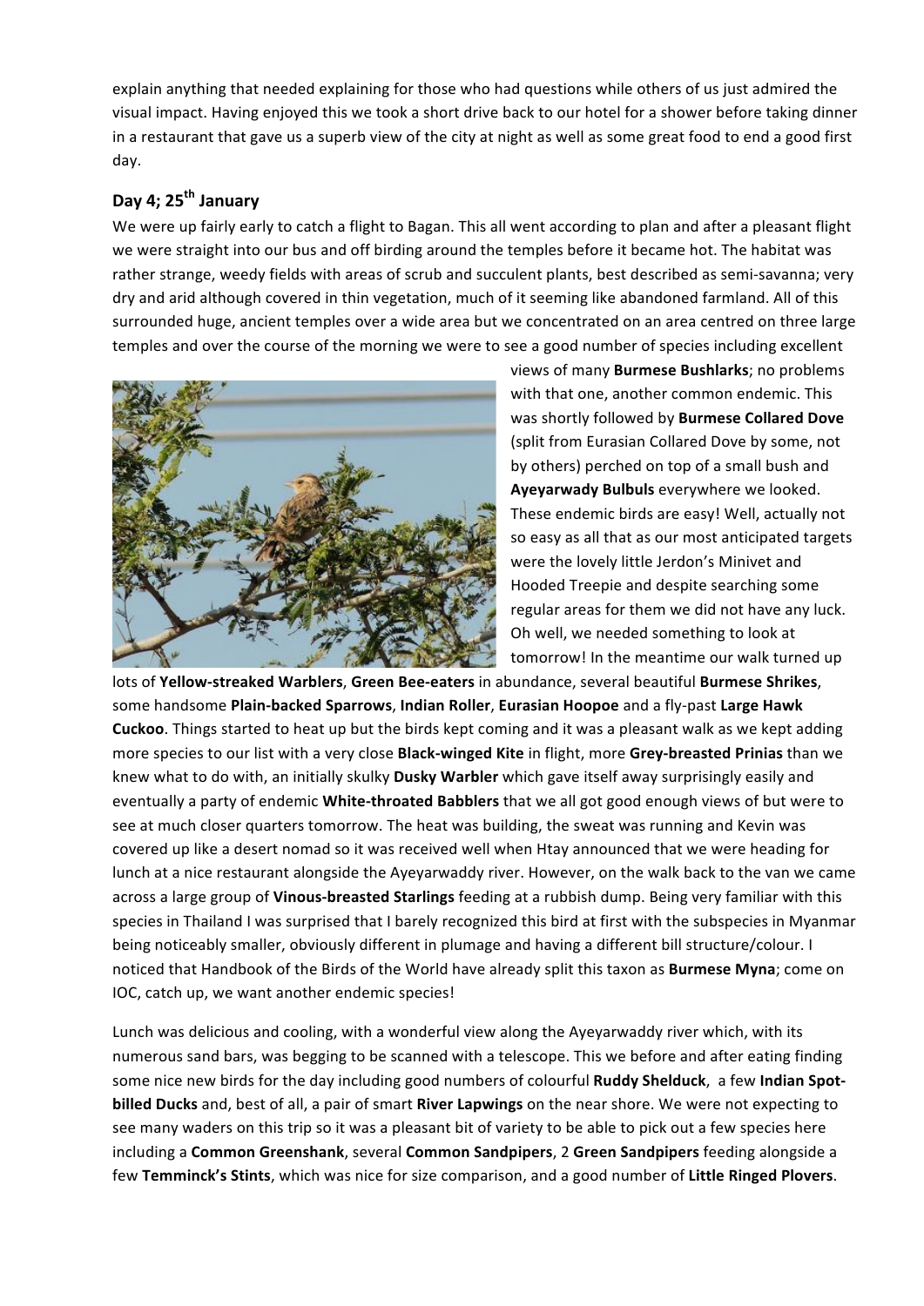explain anything that needed explaining for those who had questions while others of us just admired the visual impact. Having enjoyed this we took a short drive back to our hotel for a shower before taking dinner in a restaurant that gave us a superb view of the city at night as well as some great food to end a good first day.

## Day 4; 25th January

We were up fairly early to catch a flight to Bagan. This all went according to plan and after a pleasant flight we were straight into our bus and off birding around the temples before it became hot. The habitat was rather strange, weedy fields with areas of scrub and succulent plants, best described as semi-savanna; very dry and arid although covered in thin vegetation, much of it seeming like abandoned farmland. All of this surrounded huge, ancient temples over a wide area but we concentrated on an area centred on three large temples and over the course of the morning we were to see a good number of species including excellent views of many **Burmese Bushlarks**; no problems with that one, another common endemic. This was shortly followed by **Burmese Collared Dove** (split from Eurasian Collared Dove by some, not by others) perched on top of a small bush and **Ayeyarwady Bulbuls** everywhere we looked. These endemic birds are easy! Well, actually not so easy as all that as our most anticipated targets were the lovely little Jerdon's Minivet and Hooded Treepie and despite searching some regular areas for them we did not have any luck. Oh well, we needed something to look at tomorrow! In the meantime our walk turned up lots of **Yellow-streaked Warblers**, **Green Bee-eaters** in abundance, several beautiful **Burmese Shrikes**, some handsome **Plain-backed Sparrows**, **Indian Roller**, **Eurasian Hoopoe** and a fly-past **Large Hawk Cuckoo**. Things started to heat up but the birds kept coming and it was a pleasant walk as we kept adding more species to our list with a very close **Black-winged Kite** in flight, more **Grey-breasted Prinias** than we knew what to do with, an initially skulky **Dusky Warbler** which gave itself away surprisingly easily and eventually a party of endemic **White-throated Babblers** that we all got good enough views of but were to see at much closer quarters tomorrow. The heat was building, the sweat was running and Kevin was covered up like a desert nomad so it was received well when Htay announced that we were heading for lunch at a nice restaurant alongside the Ayeyarwaddy river. However, on the walk back to the van we came across a large group of **Vinous-breasted Starlings** feeding at a rubbish dump. Being very familiar with this species in Thailand I was surprised that I barely recognized this bird at first with the subspecies in Myanmar being noticeably smaller, obviously different in plumage and having a different bill structure/colour. I noticed that Handbook of the Birds of the World have already split this taxon as **Burmese Myna**; come on IOC, catch up, we want another endemic species!

Lunch was delicious and cooling, with a wonderful view along the Ayeyarwaddy river which, with its numerous sand bars, was begging to be scanned with a telescope. This we before and after eating finding some nice new birds for the day including good numbers of colourful **Ruddy Shelduck**, a few **Indian Spot-billed Ducks** and, best of all, a pair of smart **River Lapwings** on the near shore. We were not expecting to see many waders on this trip so it was a pleasant bit of variety to be able to pick out a few species here including a **Common Greenshank**, several **Common Sandpipers**, 2 **Green Sandpipers** feeding alongside a few **Temminck's Stints**, which was nice for size comparison, and a good number of **Little Ringed Plovers**.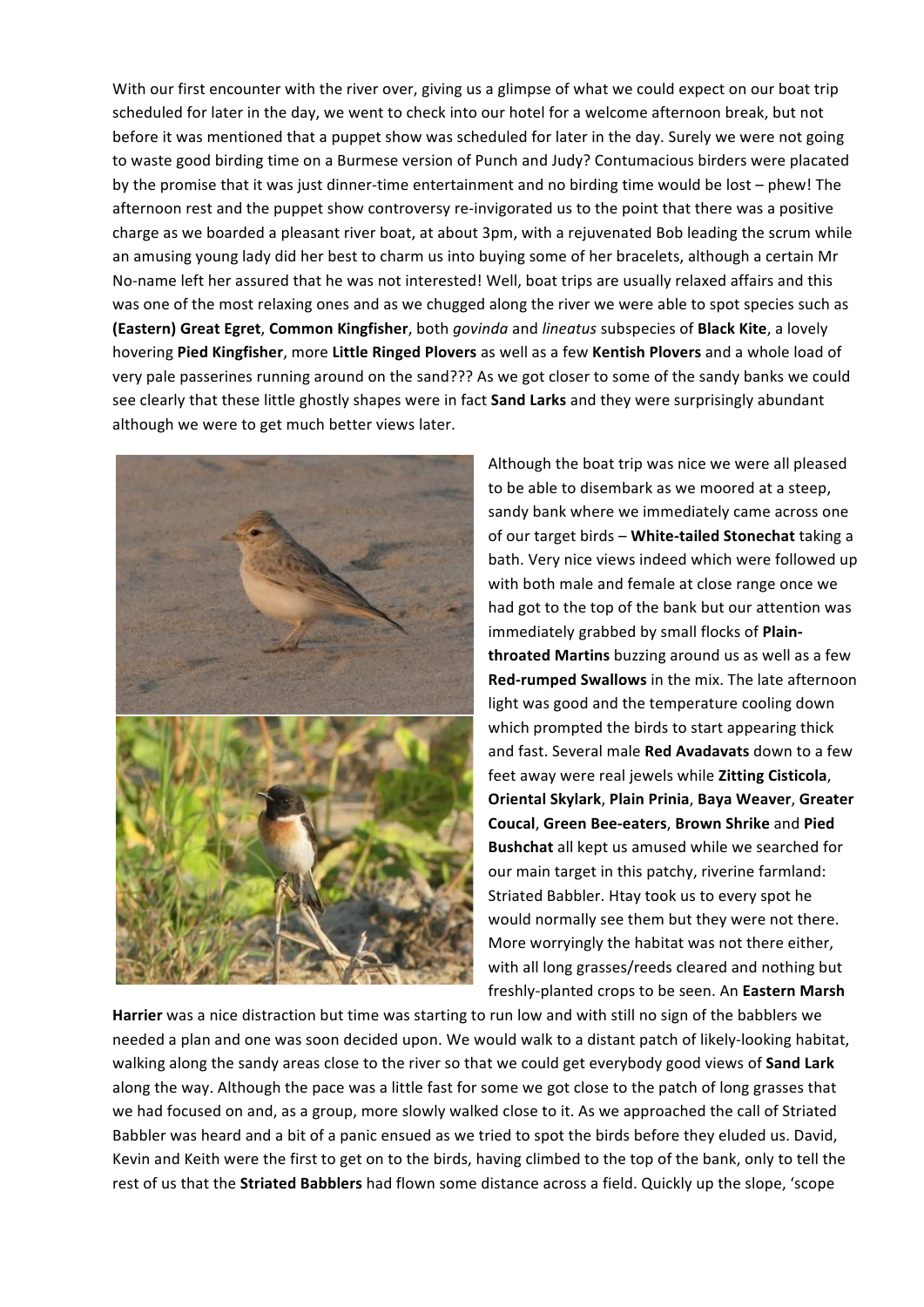With our first encounter with the river over, giving us a glimpse of what we could expect on our boat trip scheduled for later in the day, we went to check into our hotel for a welcome afternoon break, but not before it was mentioned that a puppet show was scheduled for later in the day. Surely we were not going to waste good birding time on a Burmese version of Punch and Judy? Contumacious birders were placated by the promise that it was just dinner-time entertainment and no birding time would be lost – phew! The afternoon rest and the puppet show controversy re-invigorated us to the point that there was a positive charge as we boarded a pleasant river boat, at about 3pm, with a rejuvenated Bob leading the scrum while an amusing young lady did her best to charm us into buying some of her bracelets, although a certain Mr No-name left her assured that he was not interested! Well, boat trips are usually relaxed affairs and this was one of the most relaxing ones and as we chugged along the river we were able to spot species such as **(Eastern) Great Egret**, **Common Kingfisher**, both *govinda* and *lineatus* subspecies of **Black Kite**, a lovely hovering **Pied Kingfisher**, more **Little Ringed Plovers** as well as a few **Kentish Plovers** and a whole load of very pale passerines running around on the sand??? As we got closer to some of the sandy banks we could see clearly that these little ghostly shapes were in fact **Sand Larks** and they were surprisingly abundant although we were to get much better views later.

Although the boat trip was nice we were all pleased to be able to disembark as we moored at a steep, sandy bank where we immediately came across one of our target birds – **White-tailed Stonechat** taking a bath. Very nice views indeed which were followed up with both male and female at close range once we had got to the top of the bank but our attention was immediately grabbed by small flocks of **Plain-throated Martins** buzzing around us as well as a few **Red-rumped Swallows** in the mix. The late afternoon light was good and the temperature cooling down which prompted the birds to start appearing thick and fast. Several male **Red Avadavats** down to a few feet away were real jewels while **Zitting Cisticola**, **Oriental Skylark**, **Plain Prinia**, **Baya Weaver**, **Greater Coucal**, **Green Bee-eaters**, **Brown Shrike** and **Pied Bushchat** all kept us amused while we searched for our main target in this patchy, riverine farmland: Striated Babbler. Htay took us to every spot he would normally see them but they were not there. More worryingly the habitat was not there either, with all long grasses/reeds cleared and nothing but freshly-planted crops to be seen. An **Eastern Marsh Harrier** was a nice distraction but time was starting to run low and with still no sign of the babblers we needed a plan and one was soon decided upon. We would walk to a distant patch of likely-looking habitat, walking along the sandy areas close to the river so that we could get everybody good views of **Sand Lark** along the way. Although the pace was a little fast for some we got close to the patch of long grasses that we had focused on and, as a group, more slowly walked close to it. As we approached the call of Striated Babbler was heard and a bit of a panic ensued as we tried to spot the birds before they eluded us. David, Kevin and Keith were the first to get on to the birds, having climbed to the top of the bank, only to tell the rest of us that the **Striated Babblers** had flown some distance across a field. Quickly up the slope, 'scope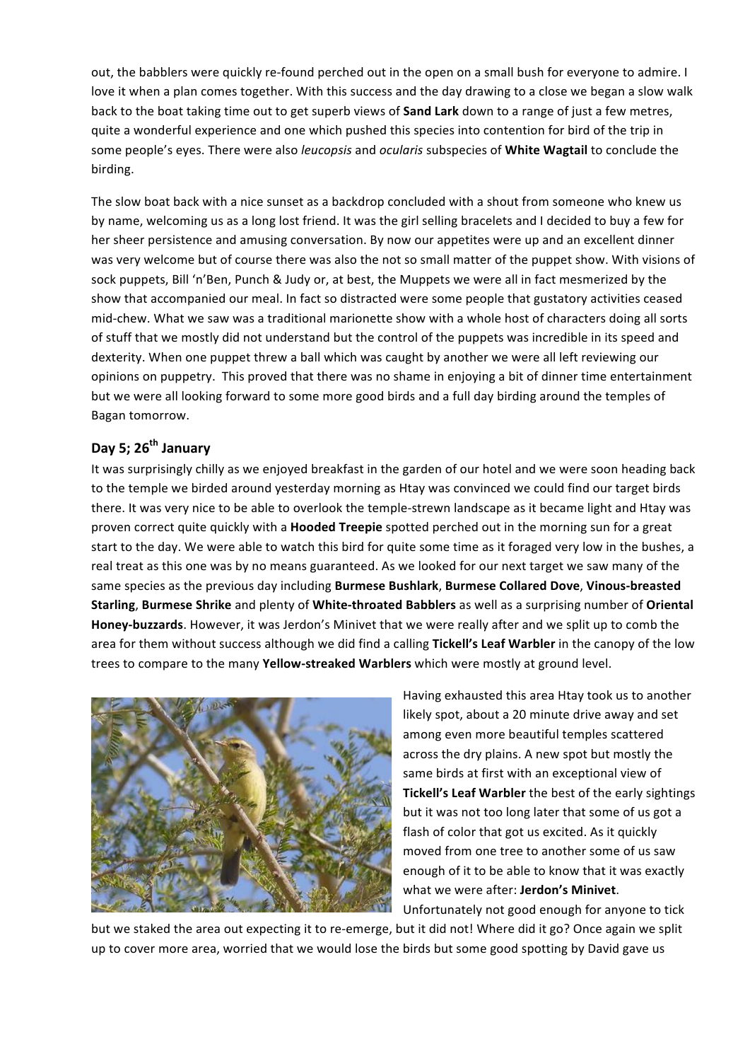out, the babblers were quickly re-found perched out in the open on a small bush for everyone to admire. I love it when a plan comes together. With this success and the day drawing to a close we began a slow walk back to the boat taking time out to get superb views of **Sand Lark** down to a range of just a few metres, quite a wonderful experience and one which pushed this species into contention for bird of the trip in some people's eyes. There were also *leucopsis* and *ocularis* subspecies of **White Wagtail** to conclude the birding.

The slow boat back with a nice sunset as a backdrop concluded with a shout from someone who knew us by name, welcoming us as a long lost friend. It was the girl selling bracelets and I decided to buy a few for her sheer persistence and amusing conversation. By now our appetites were up and an excellent dinner was very welcome but of course there was also the not so small matter of the puppet show. With visions of sock puppets, Bill 'n'Ben, Punch & Judy or, at best, the Muppets we were all in fact mesmerized by the show that accompanied our meal. In fact so distracted were some people that gustatory activities ceased mid-chew. What we saw was a traditional marionette show with a whole host of characters doing all sorts of stuff that we mostly did not understand but the control of the puppets was incredible in its speed and dexterity. When one puppet threw a ball which was caught by another we were all left reviewing our opinions on puppetry. This proved that there was no shame in enjoying a bit of dinner time entertainment but we were all looking forward to some more good birds and a full day birding around the temples of Bagan tomorrow.

## Day 5; 26th January

It was surprisingly chilly as we enjoyed breakfast in the garden of our hotel and we were soon heading back to the temple we birded around yesterday morning as Htay was convinced we could find our target birds there. It was very nice to be able to overlook the temple-strewn landscape as it became light and Htay was proven correct quite quickly with a **Hooded Treepie** spotted perched out in the morning sun for a great start to the day. We were able to watch this bird for quite some time as it foraged very low in the bushes, a real treat as this one was by no means guaranteed. As we looked for our next target we saw many of the same species as the previous day including **Burmese Bushlark**, **Burmese Collared Dove**, **Vinous-breasted Starling**, **Burmese Shrike** and plenty of **White-throated Babblers** as well as a surprising number of **Oriental Honey-buzzards**. However, it was Jerdon's Minivet that we were really after and we split up to comb the area for them without success although we did find a calling **Tickell's Leaf Warbler** in the canopy of the low trees to compare to the many **Yellow-streaked Warblers** which were mostly at ground level.

Having exhausted this area Htay took us to another likely spot, about a 20 minute drive away and set among even more beautiful temples scattered across the dry plains. A new spot but mostly the same birds at first with an exceptional view of **Tickell's Leaf Warbler** the best of the early sightings but it was not too long later that some of us got a flash of color that got us excited. As it quickly moved from one tree to another some of us saw enough of it to be able to know that it was exactly what we were after: **Jerdon's Minivet**. Unfortunately not good enough for anyone to tick but we staked the area out expecting it to re-emerge, but it did not! Where did it go? Once again we split up to cover more area, worried that we would lose the birds but some good spotting by David gave us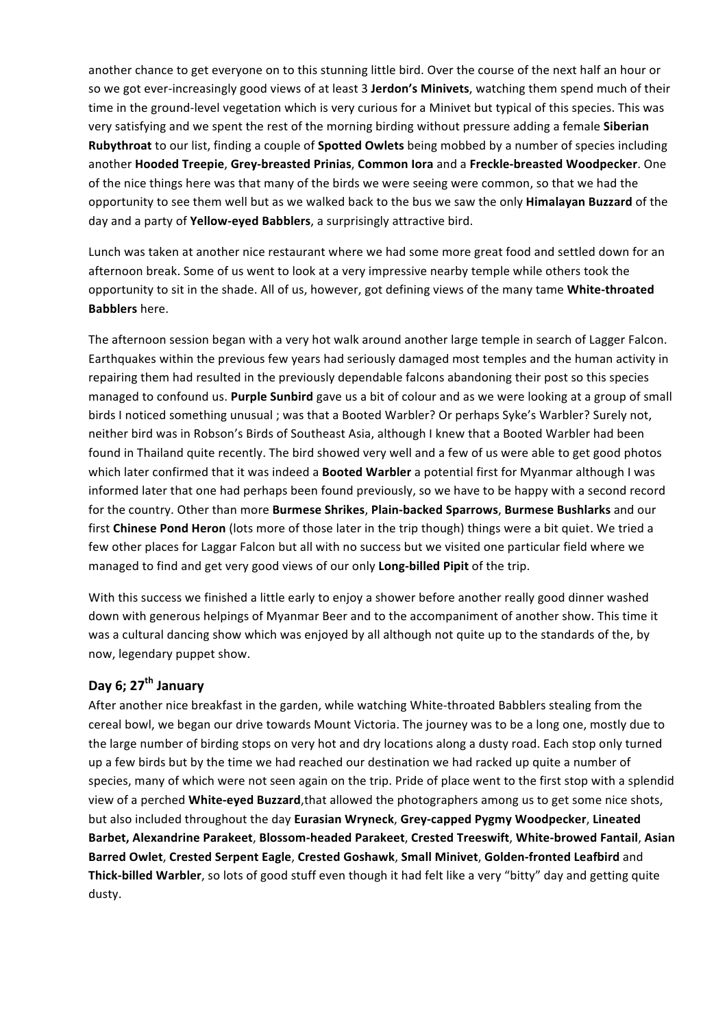another chance to get everyone on to this stunning little bird. Over the course of the next half an hour or so we got ever-increasingly good views of at least 3 **Jerdon's Minivets**, watching them spend much of their time in the ground-level vegetation which is very curious for a Minivet but typical of this species. This was very satisfying and we spent the rest of the morning birding without pressure adding a female **Siberian Rubythroat** to our list, finding a couple of **Spotted Owlets** being mobbed by a number of species including another **Hooded Treepie**, **Grey-breasted Prinias**, **Common Iora** and a **Freckle-breasted Woodpecker**. One of the nice things here was that many of the birds we were seeing were common, so that we had the opportunity to see them well but as we walked back to the bus we saw the only **Himalayan Buzzard** of the day and a party of **Yellow-eyed Babblers**, a surprisingly attractive bird.

Lunch was taken at another nice restaurant where we had some more great food and settled down for an afternoon break. Some of us went to look at a very impressive nearby temple while others took the opportunity to sit in the shade. All of us, however, got defining views of the many tame **White-throated Babblers** here.

The afternoon session began with a very hot walk around another large temple in search of Lagger Falcon. Earthquakes within the previous few years had seriously damaged most temples and the human activity in repairing them had resulted in the previously dependable falcons abandoning their post so this species managed to confound us. **Purple Sunbird** gave us a bit of colour and as we were looking at a group of small birds I noticed something unusual ; was that a Booted Warbler? Or perhaps Syke's Warbler? Surely not, neither bird was in Robson's Birds of Southeast Asia, although I knew that a Booted Warbler had been found in Thailand quite recently. The bird showed very well and a few of us were able to get good photos which later confirmed that it was indeed a **Booted Warbler** a potential first for Myanmar although I was informed later that one had perhaps been found previously, so we have to be happy with a second record for the country. Other than more **Burmese Shrikes**, **Plain-backed Sparrows**, **Burmese Bushlarks** and our first **Chinese Pond Heron** (lots more of those later in the trip though) things were a bit quiet. We tried a few other places for Laggar Falcon but all with no success but we visited one particular field where we managed to find and get very good views of our only **Long-billed Pipit** of the trip.

With this success we finished a little early to enjoy a shower before another really good dinner washed down with generous helpings of Myanmar Beer and to the accompaniment of another show. This time it was a cultural dancing show which was enjoyed by all although not quite up to the standards of the, by now, legendary puppet show.

## Day 6; 27th January

After another nice breakfast in the garden, while watching White-throated Babblers stealing from the cereal bowl, we began our drive towards Mount Victoria. The journey was to be a long one, mostly due to the large number of birding stops on very hot and dry locations along a dusty road. Each stop only turned up a few birds but by the time we had reached our destination we had racked up quite a number of species, many of which were not seen again on the trip. Pride of place went to the first stop with a splendid view of a perched **White-eyed Buzzard**,that allowed the photographers among us to get some nice shots, but also included throughout the day **Eurasian Wryneck**, **Grey-capped Pygmy Woodpecker**, **Lineated Barbet, Alexandrine Parakeet**, **Blossom-headed Parakeet**, **Crested Treeswift**, **White-browed Fantail**, **Asian Barred Owlet**, **Crested Serpent Eagle**, **Crested Goshawk**, **Small Minivet**, **Golden-fronted Leafbird** and **Thick-billed Warbler**, so lots of good stuff even though it had felt like a very "bitty" day and getting quite dusty.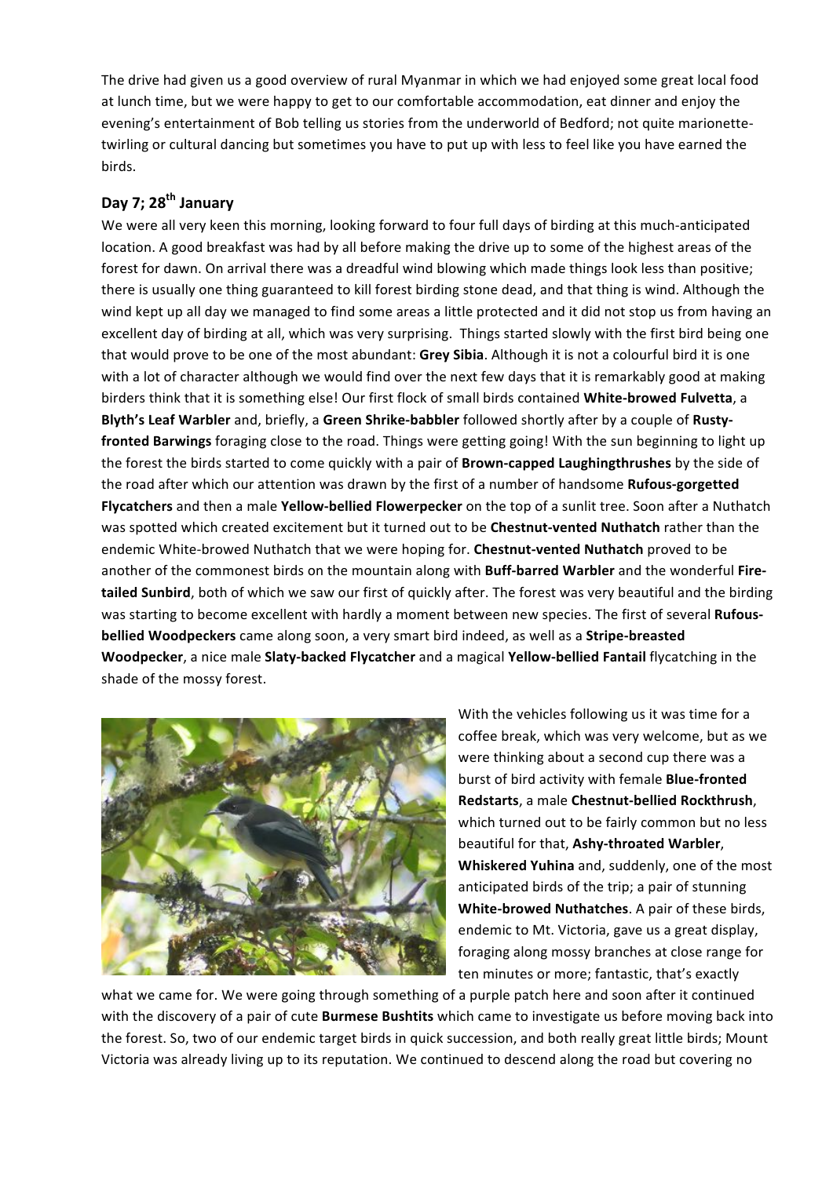The drive had given us a good overview of rural Myanmar in which we had enjoyed some great local food at lunch time, but we were happy to get to our comfortable accommodation, eat dinner and enjoy the evening's entertainment of Bob telling us stories from the underworld of Bedford; not quite marionette-twirling or cultural dancing but sometimes you have to put up with less to feel like you have earned the birds.

## Day 7; 28th January

We were all very keen this morning, looking forward to four full days of birding at this much-anticipated location. A good breakfast was had by all before making the drive up to some of the highest areas of the forest for dawn. On arrival there was a dreadful wind blowing which made things look less than positive; there is usually one thing guaranteed to kill forest birding stone dead, and that thing is wind. Although the wind kept up all day we managed to find some areas a little protected and it did not stop us from having an excellent day of birding at all, which was very surprising. Things started slowly with the first bird being one that would prove to be one of the most abundant: **Grey Sibia**. Although it is not a colourful bird it is one with a lot of character although we would find over the next few days that it is remarkably good at making birders think that it is something else! Our first flock of small birds contained **White-browed Fulvetta**, a **Blyth's Leaf Warbler** and, briefly, a **Green Shrike-babbler** followed shortly after by a couple of **Rusty-fronted Barwings** foraging close to the road. Things were getting going! With the sun beginning to light up the forest the birds started to come quickly with a pair of **Brown-capped Laughingthrushes** by the side of the road after which our attention was drawn by the first of a number of handsome **Rufous-gorgetted Flycatchers** and then a male **Yellow-bellied Flowerpecker** on the top of a sunlit tree. Soon after a Nuthatch was spotted which created excitement but it turned out to be **Chestnut-vented Nuthatch** rather than the endemic White-browed Nuthatch that we were hoping for. **Chestnut-vented Nuthatch** proved to be another of the commonest birds on the mountain along with **Buff-barred Warbler** and the wonderful **Fire-tailed Sunbird**, both of which we saw our first of quickly after. The forest was very beautiful and the birding was starting to become excellent with hardly a moment between new species. The first of several **Rufous-bellied Woodpeckers** came along soon, a very smart bird indeed, as well as a **Stripe-breasted Woodpecker**, a nice male **Slaty-backed Flycatcher** and a magical **Yellow-bellied Fantail** flycatching in the shade of the mossy forest.

With the vehicles following us it was time for a coffee break, which was very welcome, but as we were thinking about a second cup there was a burst of bird activity with female **Blue-fronted Redstarts**, a male **Chestnut-bellied Rockthrush**, which turned out to be fairly common but no less beautiful for that, **Ashy-throated Warbler**, **Whiskered Yuhina** and, suddenly, one of the most anticipated birds of the trip; a pair of stunning **White-browed Nuthatches**. A pair of these birds, endemic to Mt. Victoria, gave us a great display, foraging along mossy branches at close range for ten minutes or more; fantastic, that's exactly what we came for. We were going through something of a purple patch here and soon after it continued with the discovery of a pair of cute **Burmese Bushtits** which came to investigate us before moving back into the forest. So, two of our endemic target birds in quick succession, and both really great little birds; Mount Victoria was already living up to its reputation. We continued to descend along the road but covering no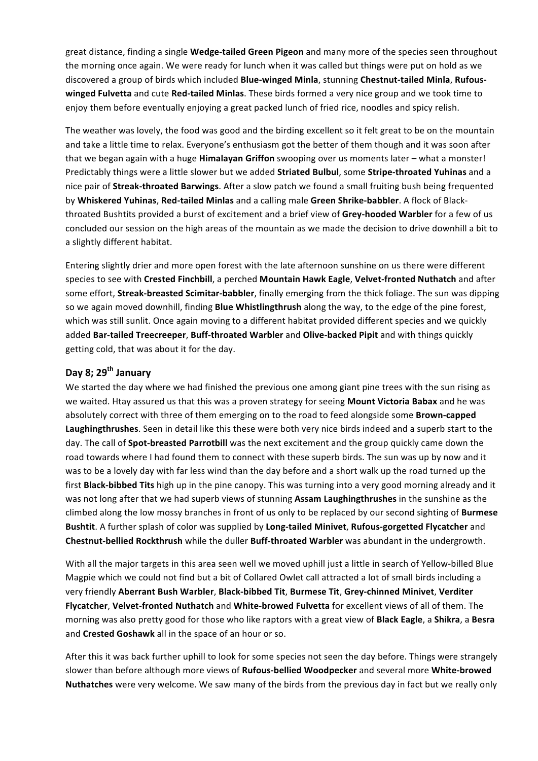great distance, finding a single **Wedge-tailed Green Pigeon** and many more of the species seen throughout the morning once again. We were ready for lunch when it was called but things were put on hold as we discovered a group of birds which included **Blue-winged Minla**, stunning **Chestnut-tailed Minla**, **Rufous-winged Fulvetta** and cute **Red-tailed Minlas**. These birds formed a very nice group and we took time to enjoy them before eventually enjoying a great packed lunch of fried rice, noodles and spicy relish.

The weather was lovely, the food was good and the birding excellent so it felt great to be on the mountain and take a little time to relax. Everyone's enthusiasm got the better of them though and it was soon after that we began again with a huge **Himalayan Griffon** swooping over us moments later – what a monster! Predictably things were a little slower but we added **Striated Bulbul**, some **Stripe-throated Yuhinas** and a nice pair of **Streak-throated Barwings**. After a slow patch we found a small fruiting bush being frequented by **Whiskered Yuhinas**, **Red-tailed Minlas** and a calling male **Green Shrike-babbler**. A flock of Black-throated Bushtits provided a burst of excitement and a brief view of **Grey-hooded Warbler** for a few of us concluded our session on the high areas of the mountain as we made the decision to drive downhill a bit to a slightly different habitat.

Entering slightly drier and more open forest with the late afternoon sunshine on us there were different species to see with **Crested Finchbill**, a perched **Mountain Hawk Eagle**, **Velvet-fronted Nuthatch** and after some effort, **Streak-breasted Scimitar-babbler**, finally emerging from the thick foliage. The sun was dipping so we again moved downhill, finding **Blue Whistlingthrush** along the way, to the edge of the pine forest, which was still sunlit. Once again moving to a different habitat provided different species and we quickly added **Bar-tailed Treecreeper**, **Buff-throated Warbler** and **Olive-backed Pipit** and with things quickly getting cold, that was about it for the day.

## Day 8; 29th January

We started the day where we had finished the previous one among giant pine trees with the sun rising as we waited. Htay assured us that this was a proven strategy for seeing **Mount Victoria Babax** and he was absolutely correct with three of them emerging on to the road to feed alongside some **Brown-capped Laughingthrushes**. Seen in detail like this these were both very nice birds indeed and a superb start to the day. The call of **Spot-breasted Parrotbill** was the next excitement and the group quickly came down the road towards where I had found them to connect with these superb birds. The sun was up by now and it was to be a lovely day with far less wind than the day before and a short walk up the road turned up the first **Black-bibbed Tits** high up in the pine canopy. This was turning into a very good morning already and it was not long after that we had superb views of stunning **Assam Laughingthrushes** in the sunshine as the climbed along the low mossy branches in front of us only to be replaced by our second sighting of **Burmese Bushtit**. A further splash of color was supplied by **Long-tailed Minivet**, **Rufous-gorgetted Flycatcher** and **Chestnut-bellied Rockthrush** while the duller **Buff-throated Warbler** was abundant in the undergrowth.

With all the major targets in this area seen well we moved uphill just a little in search of Yellow-billed Blue Magpie which we could not find but a bit of Collared Owlet call attracted a lot of small birds including a very friendly **Aberrant Bush Warbler**, **Black-bibbed Tit**, **Burmese Tit**, **Grey-chinned Minivet**, **Verditer Flycatcher**, **Velvet-fronted Nuthatch** and **White-browed Fulvetta** for excellent views of all of them. The morning was also pretty good for those who like raptors with a great view of **Black Eagle**, a **Shikra**, a **Besra** and **Crested Goshawk** all in the space of an hour or so.

After this it was back further uphill to look for some species not seen the day before. Things were strangely slower than before although more views of **Rufous-bellied Woodpecker** and several more **White-browed Nuthatches** were very welcome. We saw many of the birds from the previous day in fact but we really only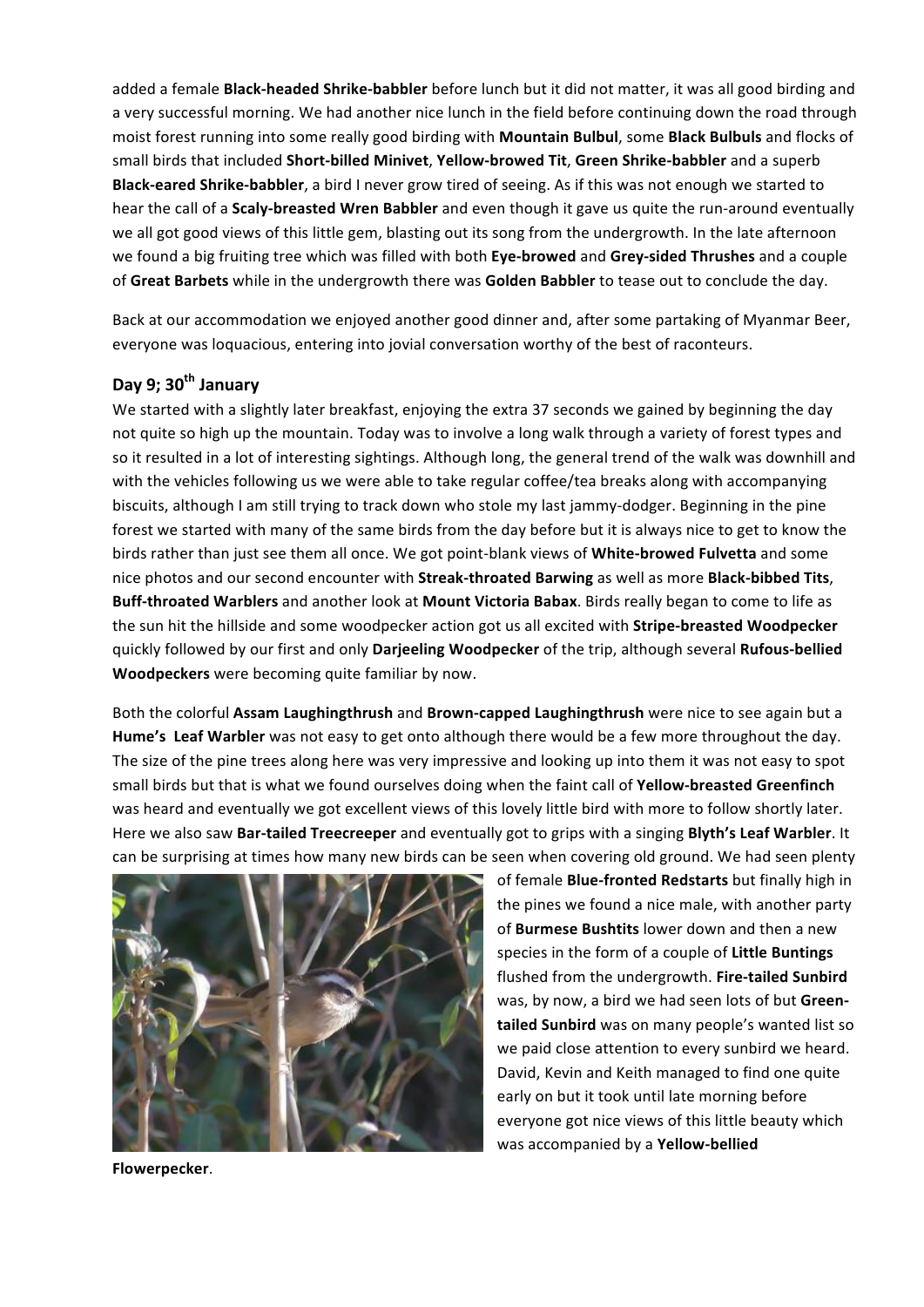added a female **Black-headed Shrike-babbler** before lunch but it did not matter, it was all good birding and a very successful morning. We had another nice lunch in the field before continuing down the road through moist forest running into some really good birding with **Mountain Bulbul**, some **Black Bulbuls** and flocks of small birds that included **Short-billed Minivet**, **Yellow-browed Tit**, **Green Shrike-babbler** and a superb **Black-eared Shrike-babbler**, a bird I never grow tired of seeing. As if this was not enough we started to hear the call of a **Scaly-breasted Wren Babbler** and even though it gave us quite the run-around eventually we all got good views of this little gem, blasting out its song from the undergrowth. In the late afternoon we found a big fruiting tree which was filled with both **Eye-browed** and **Grey-sided Thrushes** and a couple of **Great Barbets** while in the undergrowth there was **Golden Babbler** to tease out to conclude the day.

Back at our accommodation we enjoyed another good dinner and, after some partaking of Myanmar Beer, everyone was loquacious, entering into jovial conversation worthy of the best of raconteurs.

## Day 9; 30th January

We started with a slightly later breakfast, enjoying the extra 37 seconds we gained by beginning the day not quite so high up the mountain. Today was to involve a long walk through a variety of forest types and so it resulted in a lot of interesting sightings. Although long, the general trend of the walk was downhill and with the vehicles following us we were able to take regular coffee/tea breaks along with accompanying biscuits, although I am still trying to track down who stole my last jammy-dodger. Beginning in the pine forest we started with many of the same birds from the day before but it is always nice to get to know the birds rather than just see them all once. We got point-blank views of **White-browed Fulvetta** and some nice photos and our second encounter with **Streak-throated Barwing** as well as more **Black-bibbed Tits**, **Buff-throated Warblers** and another look at **Mount Victoria Babax**. Birds really began to come to life as the sun hit the hillside and some woodpecker action got us all excited with **Stripe-breasted Woodpecker** quickly followed by our first and only **Darjeeling Woodpecker** of the trip, although several **Rufous-bellied Woodpeckers** were becoming quite familiar by now.

Both the colorful **Assam Laughingthrush** and **Brown-capped Laughingthrush** were nice to see again but a **Hume's Leaf Warbler** was not easy to get onto although there would be a few more throughout the day. The size of the pine trees along here was very impressive and looking up into them it was not easy to spot small birds but that is what we found ourselves doing when the faint call of **Yellow-breasted Greenfinch** was heard and eventually we got excellent views of this lovely little bird with more to follow shortly later. Here we also saw **Bar-tailed Treecreeper** and eventually got to grips with a singing **Blyth's Leaf Warbler**. It can be surprising at times how many new birds can be seen when covering old ground. We had seen plenty of female **Blue-fronted Redstarts** but finally high in the pines we found a nice male, with another party of **Burmese Bushtits** lower down and then a new species in the form of a couple of **Little Buntings** flushed from the undergrowth. **Fire-tailed Sunbird** was, by now, a bird we had seen lots of but **Green-tailed Sunbird** was on many people's wanted list so we paid close attention to every sunbird we heard. David, Kevin and Keith managed to find one quite early on but it took until late morning before everyone got nice views of this little beauty which was accompanied by a **Yellow-bellied Flowerpecker**.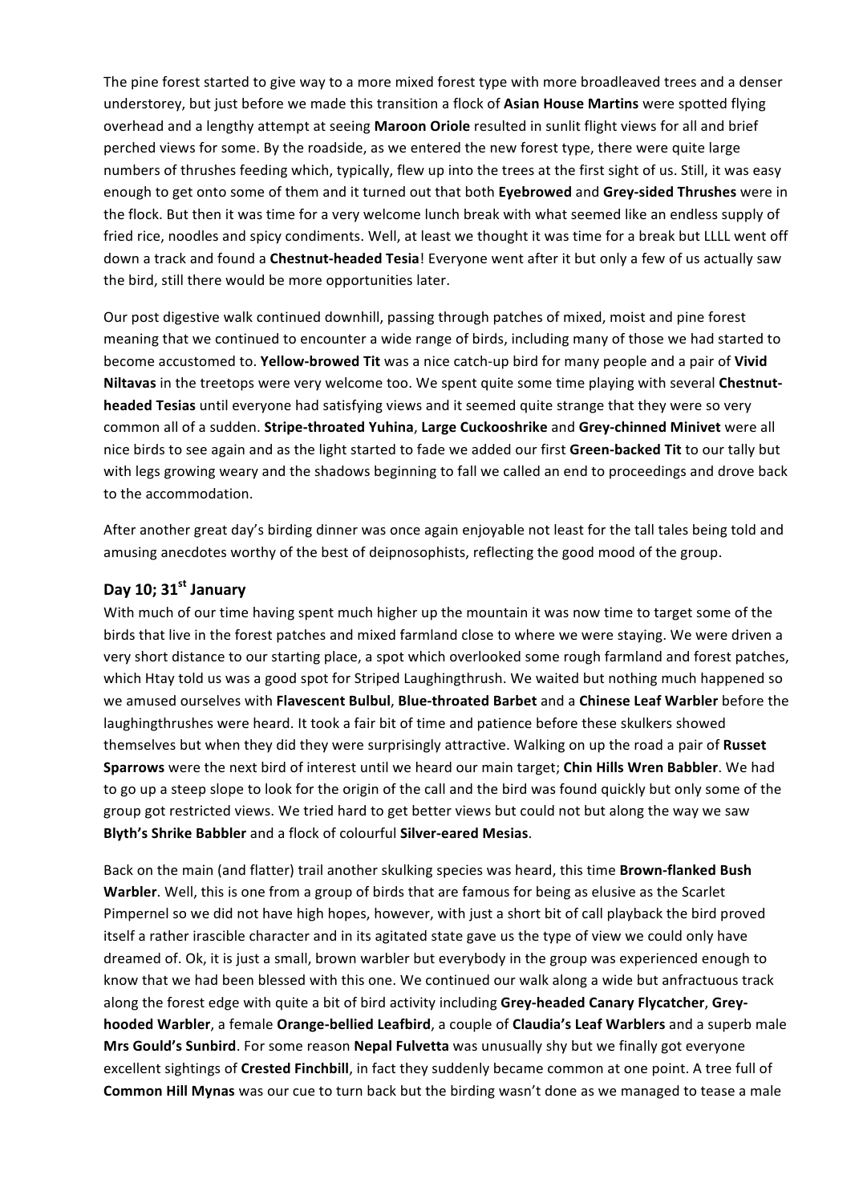The pine forest started to give way to a more mixed forest type with more broadleaved trees and a denser understorey, but just before we made this transition a flock of **Asian House Martins** were spotted flying overhead and a lengthy attempt at seeing **Maroon Oriole** resulted in sunlit flight views for all and brief perched views for some. By the roadside, as we entered the new forest type, there were quite large numbers of thrushes feeding which, typically, flew up into the trees at the first sight of us. Still, it was easy enough to get onto some of them and it turned out that both **Eyebrowed** and **Grey-sided Thrushes** were in the flock. But then it was time for a very welcome lunch break with what seemed like an endless supply of fried rice, noodles and spicy condiments. Well, at least we thought it was time for a break but LLLL went off down a track and found a **Chestnut-headed Tesia**! Everyone went after it but only a few of us actually saw the bird, still there would be more opportunities later.

Our post digestive walk continued downhill, passing through patches of mixed, moist and pine forest meaning that we continued to encounter a wide range of birds, including many of those we had started to become accustomed to. **Yellow-browed Tit** was a nice catch-up bird for many people and a pair of **Vivid Niltavas** in the treetops were very welcome too. We spent quite some time playing with several **Chestnut-headed Tesias** until everyone had satisfying views and it seemed quite strange that they were so very common all of a sudden. **Stripe-throated Yuhina**, **Large Cuckooshrike** and **Grey-chinned Minivet** were all nice birds to see again and as the light started to fade we added our first **Green-backed Tit** to our tally but with legs growing weary and the shadows beginning to fall we called an end to proceedings and drove back to the accommodation.

After another great day's birding dinner was once again enjoyable not least for the tall tales being told and amusing anecdotes worthy of the best of deipnosophists, reflecting the good mood of the group.

## Day 10; 31st January

With much of our time having spent much higher up the mountain it was now time to target some of the birds that live in the forest patches and mixed farmland close to where we were staying. We were driven a very short distance to our starting place, a spot which overlooked some rough farmland and forest patches, which Htay told us was a good spot for Striped Laughingthrush. We waited but nothing much happened so we amused ourselves with **Flavescent Bulbul**, **Blue-throated Barbet** and a **Chinese Leaf Warbler** before the laughingthrushes were heard. It took a fair bit of time and patience before these skulkers showed themselves but when they did they were surprisingly attractive. Walking on up the road a pair of **Russet Sparrows** were the next bird of interest until we heard our main target; **Chin Hills Wren Babbler**. We had to go up a steep slope to look for the origin of the call and the bird was found quickly but only some of the group got restricted views. We tried hard to get better views but could not but along the way we saw **Blyth's Shrike Babbler** and a flock of colourful **Silver-eared Mesias**.

Back on the main (and flatter) trail another skulking species was heard, this time **Brown-flanked Bush Warbler**. Well, this is one from a group of birds that are famous for being as elusive as the Scarlet Pimpernel so we did not have high hopes, however, with just a short bit of call playback the bird proved itself a rather irascible character and in its agitated state gave us the type of view we could only have dreamed of. Ok, it is just a small, brown warbler but everybody in the group was experienced enough to know that we had been blessed with this one. We continued our walk along a wide but anfractuous track along the forest edge with quite a bit of bird activity including **Grey-headed Canary Flycatcher**, **Grey-hooded Warbler**, a female **Orange-bellied Leafbird**, a couple of **Claudia's Leaf Warblers** and a superb male **Mrs Gould's Sunbird**. For some reason **Nepal Fulvetta** was unusually shy but we finally got everyone excellent sightings of **Crested Finchbill**, in fact they suddenly became common at one point. A tree full of **Common Hill Mynas** was our cue to turn back but the birding wasn't done as we managed to tease a male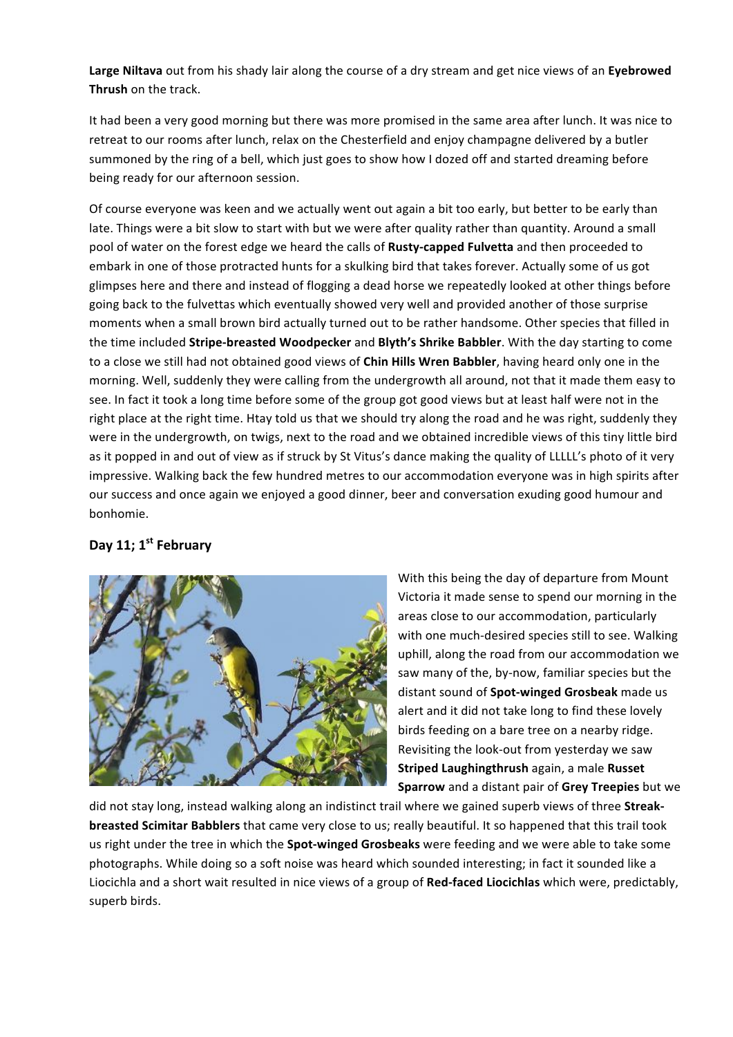**Large Niltava** out from his shady lair along the course of a dry stream and get nice views of an **Eyebrowed Thrush** on the track.

It had been a very good morning but there was more promised in the same area after lunch. It was nice to retreat to our rooms after lunch, relax on the Chesterfield and enjoy champagne delivered by a butler summoned by the ring of a bell, which just goes to show how I dozed off and started dreaming before being ready for our afternoon session.

Of course everyone was keen and we actually went out again a bit too early, but better to be early than late. Things were a bit slow to start with but we were after quality rather than quantity. Around a small pool of water on the forest edge we heard the calls of **Rusty-capped Fulvetta** and then proceeded to embark in one of those protracted hunts for a skulking bird that takes forever. Actually some of us got glimpses here and there and instead of flogging a dead horse we repeatedly looked at other things before going back to the fulvettas which eventually showed very well and provided another of those surprise moments when a small brown bird actually turned out to be rather handsome. Other species that filled in the time included **Stripe-breasted Woodpecker** and **Blyth's Shrike Babbler**. With the day starting to come to a close we still had not obtained good views of **Chin Hills Wren Babbler**, having heard only one in the morning. Well, suddenly they were calling from the undergrowth all around, not that it made them easy to see. In fact it took a long time before some of the group got good views but at least half were not in the right place at the right time. Htay told us that we should try along the road and he was right, suddenly they were in the undergrowth, on twigs, next to the road and we obtained incredible views of this tiny little bird as it popped in and out of view as if struck by St Vitus's dance making the quality of LLLLL's photo of it very impressive. Walking back the few hundred metres to our accommodation everyone was in high spirits after our success and once again we enjoyed a good dinner, beer and conversation exuding good humour and bonhomie.

## Day 11; 1st February

With this being the day of departure from Mount Victoria it made sense to spend our morning in the areas close to our accommodation, particularly with one much-desired species still to see. Walking uphill, along the road from our accommodation we saw many of the, by-now, familiar species but the distant sound of **Spot-winged Grosbeak** made us alert and it did not take long to find these lovely birds feeding on a bare tree on a nearby ridge. Revisiting the look-out from yesterday we saw **Striped Laughingthrush** again, a male **Russet Sparrow** and a distant pair of **Grey Treepies** but we did not stay long, instead walking along an indistinct trail where we gained superb views of three **Streak-breasted Scimitar Babblers** that came very close to us; really beautiful. It so happened that this trail took us right under the tree in which the **Spot-winged Grosbeaks** were feeding and we were able to take some photographs. While doing so a soft noise was heard which sounded interesting; in fact it sounded like a Liocichla and a short wait resulted in nice views of a group of **Red-faced Liocichlas** which were, predictably, superb birds.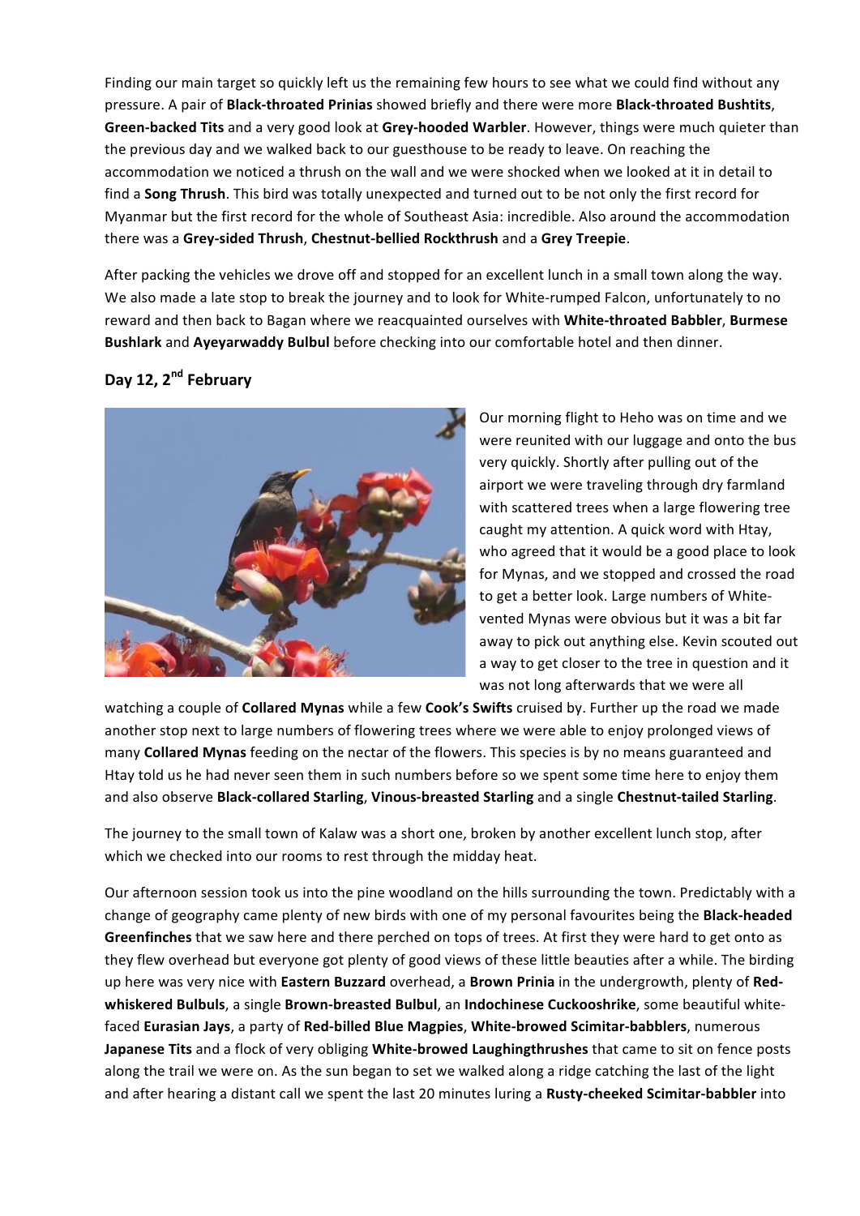Finding our main target so quickly left us the remaining few hours to see what we could find without any pressure. A pair of **Black-throated Prinias** showed briefly and there were more **Black-throated Bushtits**, **Green-backed Tits** and a very good look at **Grey-hooded Warbler**. However, things were much quieter than the previous day and we walked back to our guesthouse to be ready to leave. On reaching the accommodation we noticed a thrush on the wall and we were shocked when we looked at it in detail to find a **Song Thrush**. This bird was totally unexpected and turned out to be not only the first record for Myanmar but the first record for the whole of Southeast Asia: incredible. Also around the accommodation there was a **Grey-sided Thrush**, **Chestnut-bellied Rockthrush** and a **Grey Treepie**.

After packing the vehicles we drove off and stopped for an excellent lunch in a small town along the way. We also made a late stop to break the journey and to look for White-rumped Falcon, unfortunately to no reward and then back to Bagan where we reacquainted ourselves with **White-throated Babbler**, **Burmese Bushlark** and **Ayeyarwaddy Bulbul** before checking into our comfortable hotel and then dinner.

## Day 12, 2nd February

Our morning flight to Heho was on time and we were reunited with our luggage and onto the bus very quickly. Shortly after pulling out of the airport we were traveling through dry farmland with scattered trees when a large flowering tree caught my attention. A quick word with Htay, who agreed that it would be a good place to look for Mynas, and we stopped and crossed the road to get a better look. Large numbers of White-vented Mynas were obvious but it was a bit far away to pick out anything else. Kevin scouted out a way to get closer to the tree in question and it was not long afterwards that we were all watching a couple of **Collared Mynas** while a few **Cook's Swifts** cruised by. Further up the road we made another stop next to large numbers of flowering trees where we were able to enjoy prolonged views of many **Collared Mynas** feeding on the nectar of the flowers. This species is by no means guaranteed and Htay told us he had never seen them in such numbers before so we spent some time here to enjoy them and also observe **Black-collared Starling**, **Vinous-breasted Starling** and a single **Chestnut-tailed Starling**.

The journey to the small town of Kalaw was a short one, broken by another excellent lunch stop, after which we checked into our rooms to rest through the midday heat.

Our afternoon session took us into the pine woodland on the hills surrounding the town. Predictably with a change of geography came plenty of new birds with one of my personal favourites being the **Black-headed Greenfinches** that we saw here and there perched on tops of trees. At first they were hard to get onto as they flew overhead but everyone got plenty of good views of these little beauties after a while. The birding up here was very nice with **Eastern Buzzard** overhead, a **Brown Prinia** in the undergrowth, plenty of **Red-whiskered Bulbuls**, a single **Brown-breasted Bulbul**, an **Indochinese Cuckooshrike**, some beautiful white-faced **Eurasian Jays**, a party of **Red-billed Blue Magpies**, **White-browed Scimitar-babblers**, numerous **Japanese Tits** and a flock of very obliging **White-browed Laughingthrushes** that came to sit on fence posts along the trail we were on. As the sun began to set we walked along a ridge catching the last of the light and after hearing a distant call we spent the last 20 minutes luring a **Rusty-cheeked Scimitar-babbler** into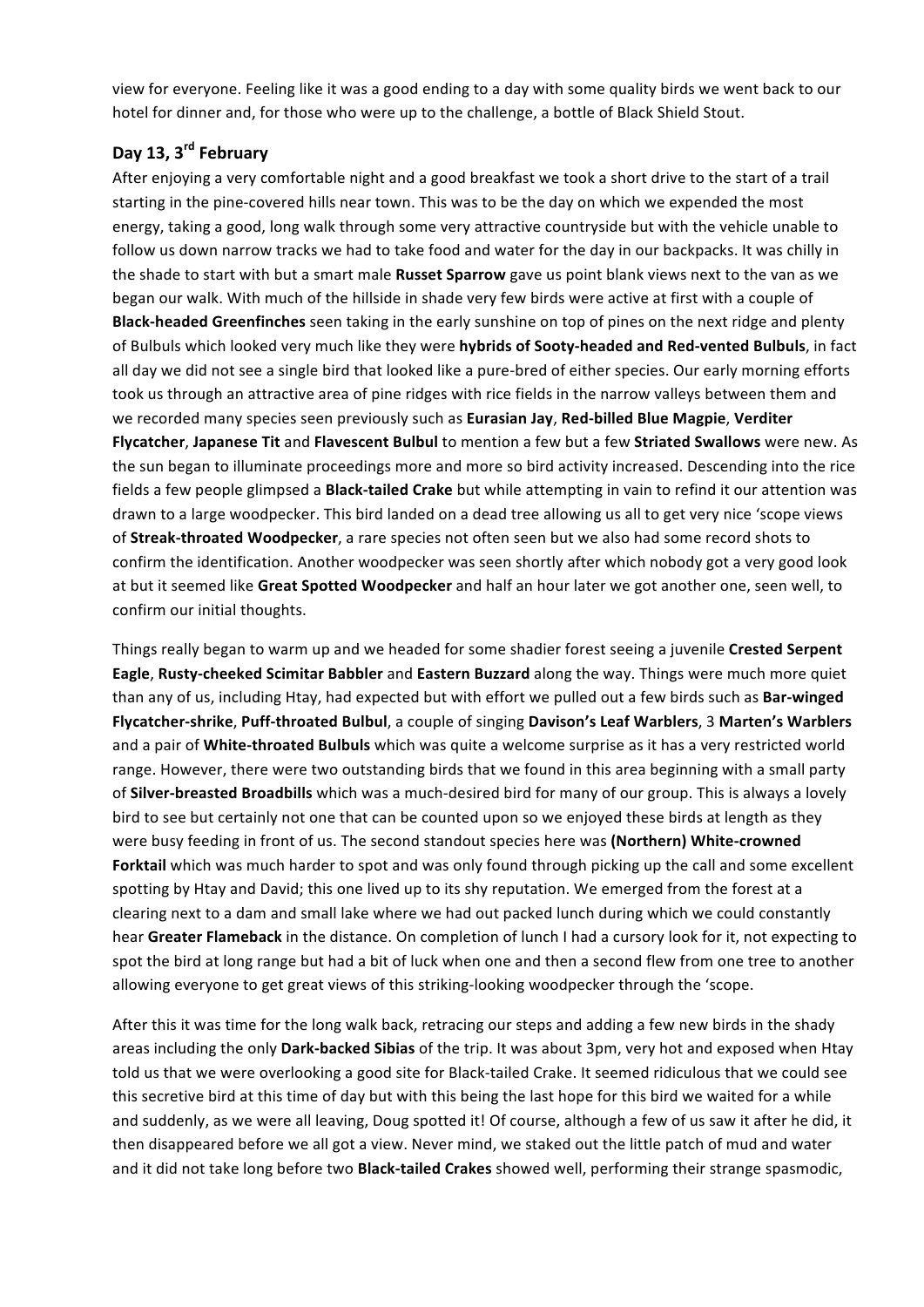view for everyone. Feeling like it was a good ending to a day with some quality birds we went back to our hotel for dinner and, for those who were up to the challenge, a bottle of Black Shield Stout.

## Day 13, 3rd February

After enjoying a very comfortable night and a good breakfast we took a short drive to the start of a trail starting in the pine-covered hills near town. This was to be the day on which we expended the most energy, taking a good, long walk through some very attractive countryside but with the vehicle unable to follow us down narrow tracks we had to take food and water for the day in our backpacks. It was chilly in the shade to start with but a smart male **Russet Sparrow** gave us point blank views next to the van as we began our walk. With much of the hillside in shade very few birds were active at first with a couple of **Black-headed Greenfinches** seen taking in the early sunshine on top of pines on the next ridge and plenty of Bulbuls which looked very much like they were **hybrids of Sooty-headed and Red-vented Bulbuls**, in fact all day we did not see a single bird that looked like a pure-bred of either species. Our early morning efforts took us through an attractive area of pine ridges with rice fields in the narrow valleys between them and we recorded many species seen previously such as **Eurasian Jay**, **Red-billed Blue Magpie**, **Verditer Flycatcher**, **Japanese Tit** and **Flavescent Bulbul** to mention a few but a few **Striated Swallows** were new. As the sun began to illuminate proceedings more and more so bird activity increased. Descending into the rice fields a few people glimpsed a **Black-tailed Crake** but while attempting in vain to refind it our attention was drawn to a large woodpecker. This bird landed on a dead tree allowing us all to get very nice 'scope views of **Streak-throated Woodpecker**, a rare species not often seen but we also had some record shots to confirm the identification. Another woodpecker was seen shortly after which nobody got a very good look at but it seemed like **Great Spotted Woodpecker** and half an hour later we got another one, seen well, to confirm our initial thoughts.

Things really began to warm up and we headed for some shadier forest seeing a juvenile **Crested Serpent Eagle**, **Rusty-cheeked Scimitar Babbler** and **Eastern Buzzard** along the way. Things were much more quiet than any of us, including Htay, had expected but with effort we pulled out a few birds such as **Bar-winged Flycatcher-shrike**, **Puff-throated Bulbul**, a couple of singing **Davison's Leaf Warblers**, 3 **Marten's Warblers** and a pair of **White-throated Bulbuls** which was quite a welcome surprise as it has a very restricted world range. However, there were two outstanding birds that we found in this area beginning with a small party of **Silver-breasted Broadbills** which was a much-desired bird for many of our group. This is always a lovely bird to see but certainly not one that can be counted upon so we enjoyed these birds at length as they were busy feeding in front of us. The second standout species here was **(Northern) White-crowned Forktail** which was much harder to spot and was only found through picking up the call and some excellent spotting by Htay and David; this one lived up to its shy reputation. We emerged from the forest at a clearing next to a dam and small lake where we had out packed lunch during which we could constantly hear **Greater Flameback** in the distance. On completion of lunch I had a cursory look for it, not expecting to spot the bird at long range but had a bit of luck when one and then a second flew from one tree to another allowing everyone to get great views of this striking-looking woodpecker through the 'scope.

After this it was time for the long walk back, retracing our steps and adding a few new birds in the shady areas including the only **Dark-backed Sibias** of the trip. It was about 3pm, very hot and exposed when Htay told us that we were overlooking a good site for Black-tailed Crake. It seemed ridiculous that we could see this secretive bird at this time of day but with this being the last hope for this bird we waited for a while and suddenly, as we were all leaving, Doug spotted it! Of course, although a few of us saw it after he did, it then disappeared before we all got a view. Never mind, we staked out the little patch of mud and water and it did not take long before two **Black-tailed Crakes** showed well, performing their strange spasmodic,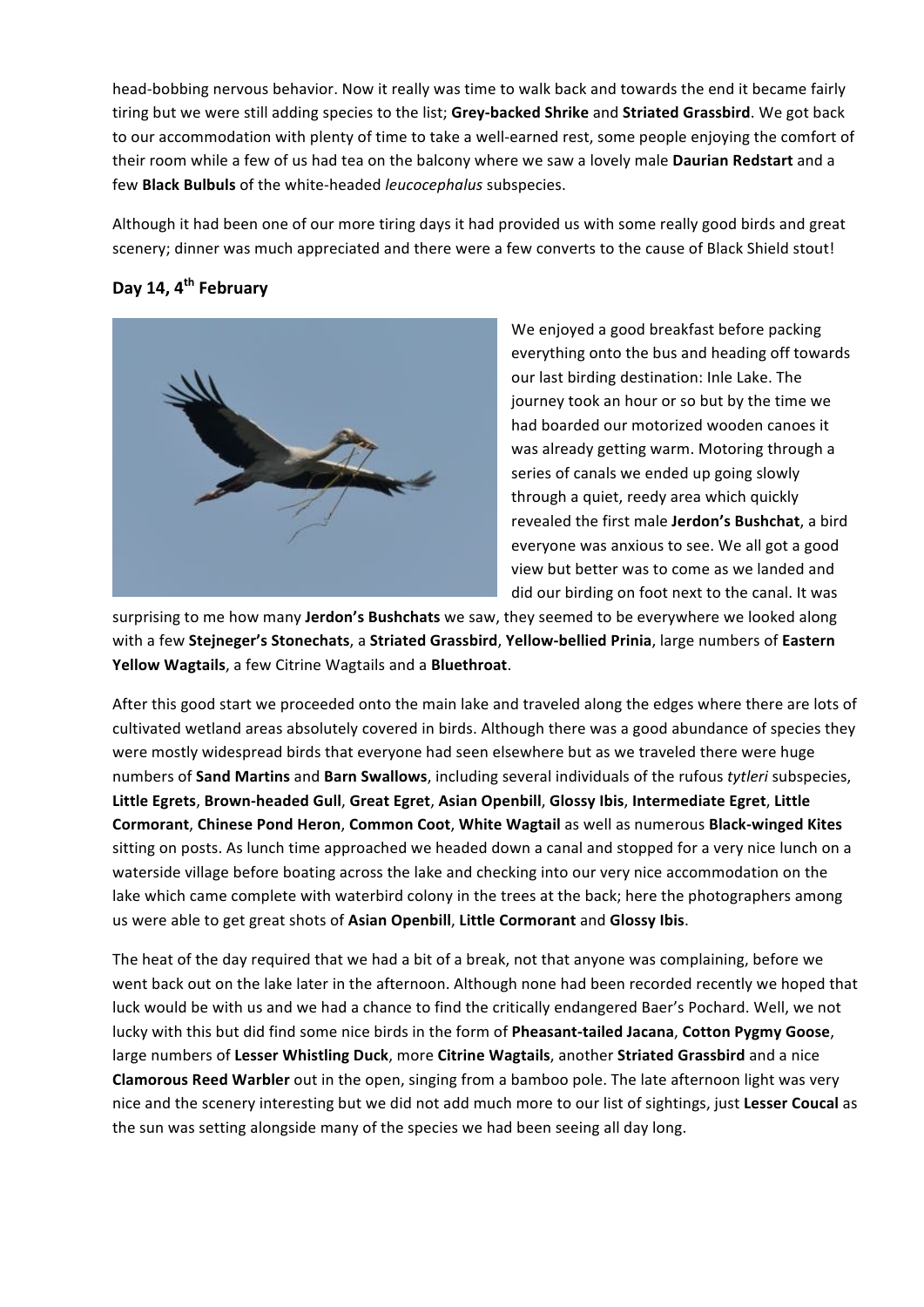head-bobbing nervous behavior. Now it really was time to walk back and towards the end it became fairly tiring but we were still adding species to the list; **Grey-backed Shrike** and **Striated Grassbird**. We got back to our accommodation with plenty of time to take a well-earned rest, some people enjoying the comfort of their room while a few of us had tea on the balcony where we saw a lovely male **Daurian Redstart** and a few **Black Bulbuls** of the white-headed *leucocephalus* subspecies.

Although it had been one of our more tiring days it had provided us with some really good birds and great scenery; dinner was much appreciated and there were a few converts to the cause of Black Shield stout!

## Day 14, 4th February

We enjoyed a good breakfast before packing everything onto the bus and heading off towards our last birding destination: Inle Lake. The journey took an hour or so but by the time we had boarded our motorized wooden canoes it was already getting warm. Motoring through a series of canals we ended up going slowly through a quiet, reedy area which quickly revealed the first male **Jerdon's Bushchat**, a bird everyone was anxious to see. We all got a good view but better was to come as we landed and did our birding on foot next to the canal. It was surprising to me how many **Jerdon's Bushchats** we saw, they seemed to be everywhere we looked along with a few **Stejneger's Stonechats**, a **Striated Grassbird**, **Yellow-bellied Prinia**, large numbers of **Eastern Yellow Wagtails**, a few Citrine Wagtails and a **Bluethroat**.

After this good start we proceeded onto the main lake and traveled along the edges where there are lots of cultivated wetland areas absolutely covered in birds. Although there was a good abundance of species they were mostly widespread birds that everyone had seen elsewhere but as we traveled there were huge numbers of **Sand Martins** and **Barn Swallows**, including several individuals of the rufous *tytleri* subspecies, **Little Egrets**, **Brown-headed Gull**, **Great Egret**, **Asian Openbill**, **Glossy Ibis**, **Intermediate Egret**, **Little Cormorant**, **Chinese Pond Heron**, **Common Coot**, **White Wagtail** as well as numerous **Black-winged Kites** sitting on posts. As lunch time approached we headed down a canal and stopped for a very nice lunch on a waterside village before boating across the lake and checking into our very nice accommodation on the lake which came complete with waterbird colony in the trees at the back; here the photographers among us were able to get great shots of **Asian Openbill**, **Little Cormorant** and **Glossy Ibis**.

The heat of the day required that we had a bit of a break, not that anyone was complaining, before we went back out on the lake later in the afternoon. Although none had been recorded recently we hoped that luck would be with us and we had a chance to find the critically endangered Baer's Pochard. Well, we not lucky with this but did find some nice birds in the form of **Pheasant-tailed Jacana**, **Cotton Pygmy Goose**, large numbers of **Lesser Whistling Duck**, more **Citrine Wagtails**, another **Striated Grassbird** and a nice **Clamorous Reed Warbler** out in the open, singing from a bamboo pole. The late afternoon light was very nice and the scenery interesting but we did not add much more to our list of sightings, just **Lesser Coucal** as the sun was setting alongside many of the species we had been seeing all day long.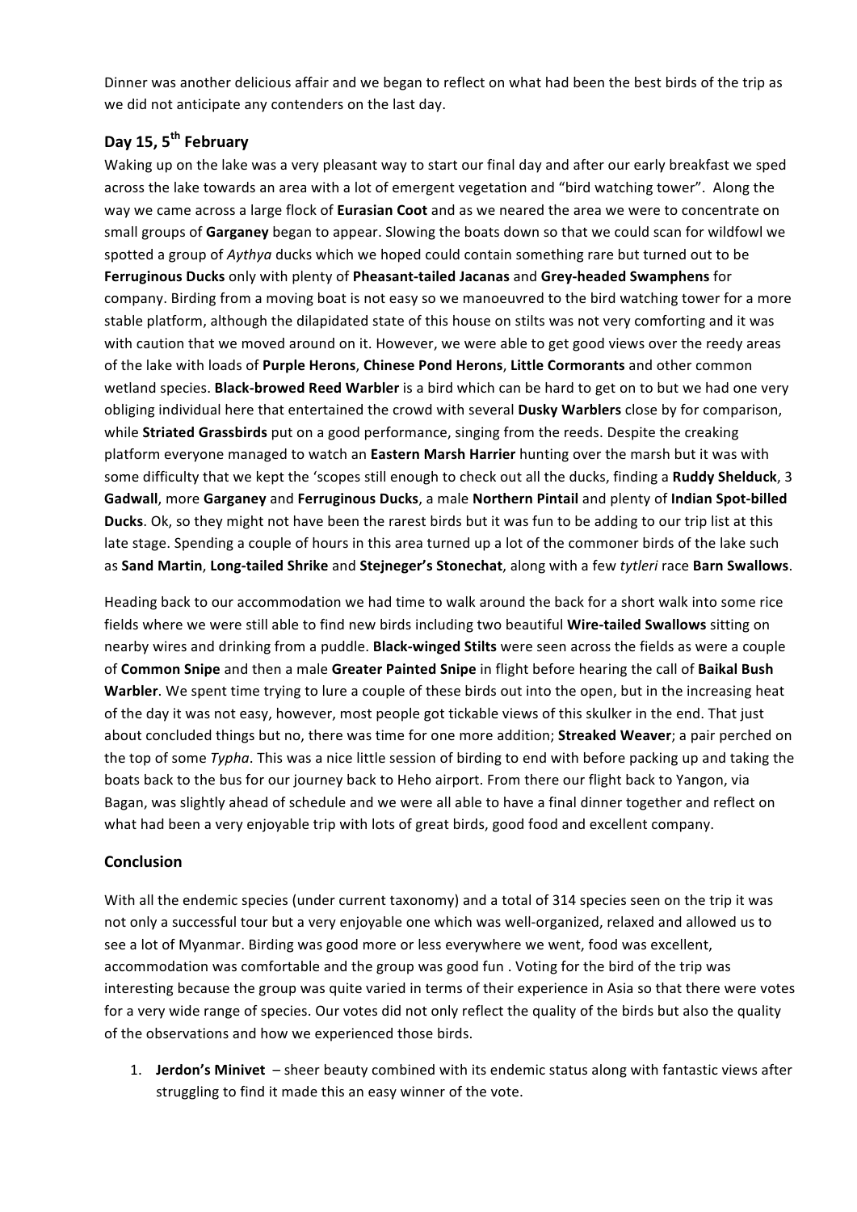Dinner was another delicious affair and we began to reflect on what had been the best birds of the trip as we did not anticipate any contenders on the last day.

## Day 15, 5th February

Waking up on the lake was a very pleasant way to start our final day and after our early breakfast we sped across the lake towards an area with a lot of emergent vegetation and "bird watching tower". Along the way we came across a large flock of **Eurasian Coot** and as we neared the area we were to concentrate on small groups of **Garganey** began to appear. Slowing the boats down so that we could scan for wildfowl we spotted a group of *Aythya* ducks which we hoped could contain something rare but turned out to be **Ferruginous Ducks** only with plenty of **Pheasant-tailed Jacanas** and **Grey-headed Swamphens** for company. Birding from a moving boat is not easy so we manoeuvred to the bird watching tower for a more stable platform, although the dilapidated state of this house on stilts was not very comforting and it was with caution that we moved around on it. However, we were able to get good views over the reedy areas of the lake with loads of **Purple Herons**, **Chinese Pond Herons**, **Little Cormorants** and other common wetland species. **Black-browed Reed Warbler** is a bird which can be hard to get on to but we had one very obliging individual here that entertained the crowd with several **Dusky Warblers** close by for comparison, while **Striated Grassbirds** put on a good performance, singing from the reeds. Despite the creaking platform everyone managed to watch an **Eastern Marsh Harrier** hunting over the marsh but it was with some difficulty that we kept the 'scopes still enough to check out all the ducks, finding a **Ruddy Shelduck**, 3 **Gadwall**, more **Garganey** and **Ferruginous Ducks**, a male **Northern Pintail** and plenty of **Indian Spot-billed Ducks**. Ok, so they might not have been the rarest birds but it was fun to be adding to our trip list at this late stage. Spending a couple of hours in this area turned up a lot of the commoner birds of the lake such as **Sand Martin**, **Long-tailed Shrike** and **Stejneger's Stonechat**, along with a few *tytleri* race **Barn Swallows**.

Heading back to our accommodation we had time to walk around the back for a short walk into some rice fields where we were still able to find new birds including two beautiful **Wire-tailed Swallows** sitting on nearby wires and drinking from a puddle. **Black-winged Stilts** were seen across the fields as were a couple of **Common Snipe** and then a male **Greater Painted Snipe** in flight before hearing the call of **Baikal Bush Warbler**. We spent time trying to lure a couple of these birds out into the open, but in the increasing heat of the day it was not easy, however, most people got tickable views of this skulker in the end. That just about concluded things but no, there was time for one more addition; **Streaked Weaver**; a pair perched on the top of some *Typha*. This was a nice little session of birding to end with before packing up and taking the boats back to the bus for our journey back to Heho airport. From there our flight back to Yangon, via Bagan, was slightly ahead of schedule and we were all able to have a final dinner together and reflect on what had been a very enjoyable trip with lots of great birds, good food and excellent company.

## Conclusion

With all the endemic species (under current taxonomy) and a total of 314 species seen on the trip it was not only a successful tour but a very enjoyable one which was well-organized, relaxed and allowed us to see a lot of Myanmar. Birding was good more or less everywhere we went, food was excellent, accommodation was comfortable and the group was good fun . Voting for the bird of the trip was interesting because the group was quite varied in terms of their experience in Asia so that there were votes for a very wide range of species. Our votes did not only reflect the quality of the birds but also the quality of the observations and how we experienced those birds.

1. **Jerdon's Minivet** – sheer beauty combined with its endemic status along with fantastic views after struggling to find it made this an easy winner of the vote.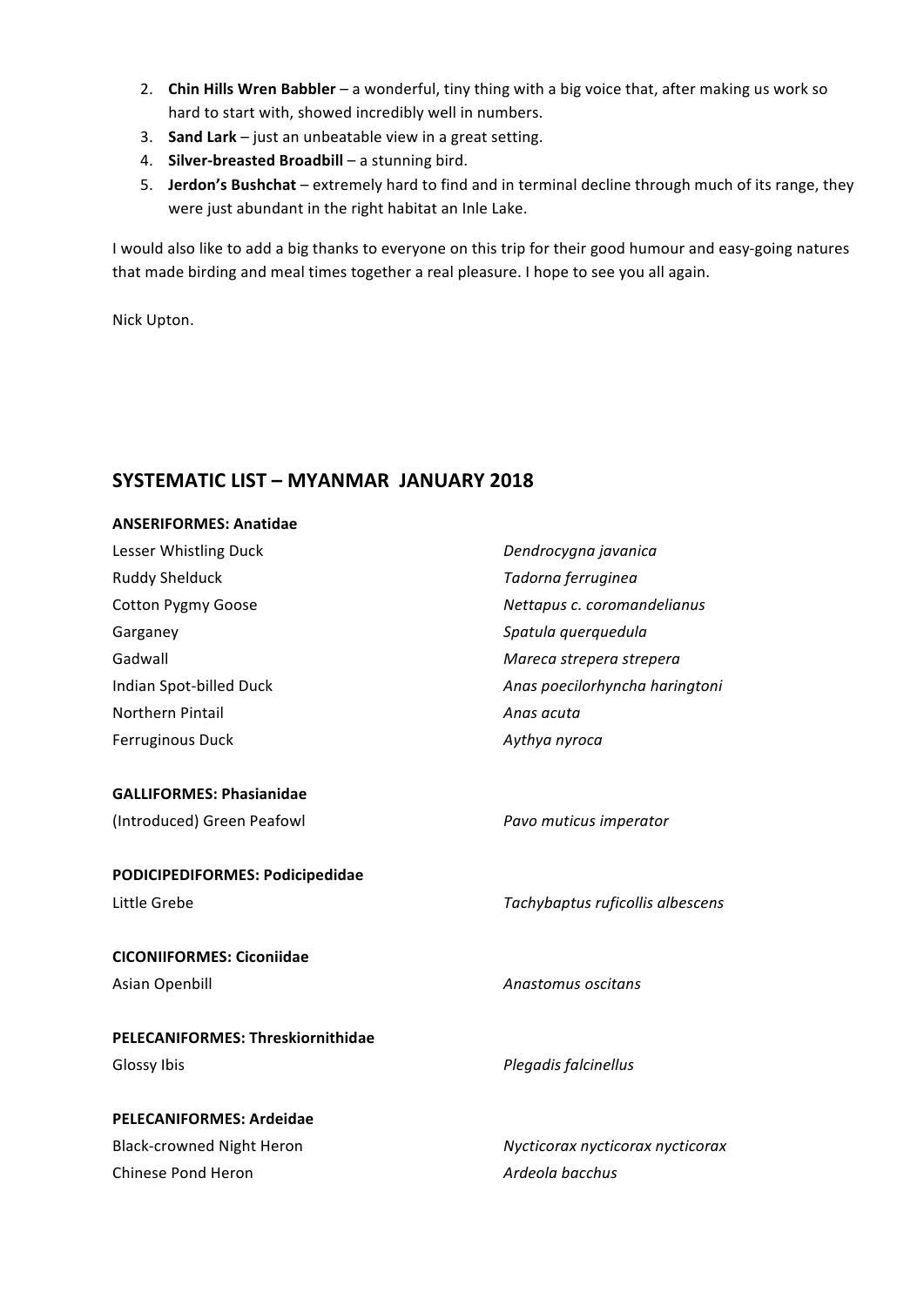2. **Chin Hills Wren Babbler** – a wonderful, tiny thing with a big voice that, after making us work so hard to start with, showed incredibly well in numbers.
3. **Sand Lark** – just an unbeatable view in a great setting.
4. **Silver-breasted Broadbill** – a stunning bird.
5. **Jerdon's Bushchat** – extremely hard to find and in terminal decline through much of its range, they were just abundant in the right habitat an Inle Lake.

I would also like to add a big thanks to everyone on this trip for their good humour and easy-going natures that made birding and meal times together a real pleasure. I hope to see you all again.

Nick Upton.

## SYSTEMATIC LIST – MYANMAR JANUARY 2018

**ANSERIFORMES: Anatidae**

| | |
|---|---|
| Lesser Whistling Duck | *Dendrocygna javanica* |
| Ruddy Shelduck | *Tadorna ferruginea* |
| Cotton Pygmy Goose | *Nettapus c. coromandelianus* |
| Garganey | *Spatula querquedula* |
| Gadwall | *Mareca strepera strepera* |
| Indian Spot-billed Duck | *Anas poecilorhyncha haringtoni* |
| Northern Pintail | *Anas acuta* |
| Ferruginous Duck | *Aythya nyroca* |

**GALLIFORMES: Phasianidae**

| | |
|---|---|
| (Introduced) Green Peafowl | *Pavo muticus imperator* |

**PODICIPEDIFORMES: Podicipedidae**

| | |
|---|---|
| Little Grebe | *Tachybaptus ruficollis albescens* |

**CICONIIFORMES: Ciconiidae**

| | |
|---|---|
| Asian Openbill | *Anastomus oscitans* |

**PELECANIFORMES: Threskiornithidae**

| | |
|---|---|
| Glossy Ibis | *Plegadis falcinellus* |

**PELECANIFORMES: Ardeidae**

| | |
|---|---|
| Black-crowned Night Heron | *Nycticorax nycticorax nycticorax* |
| Chinese Pond Heron | *Ardeola bacchus* |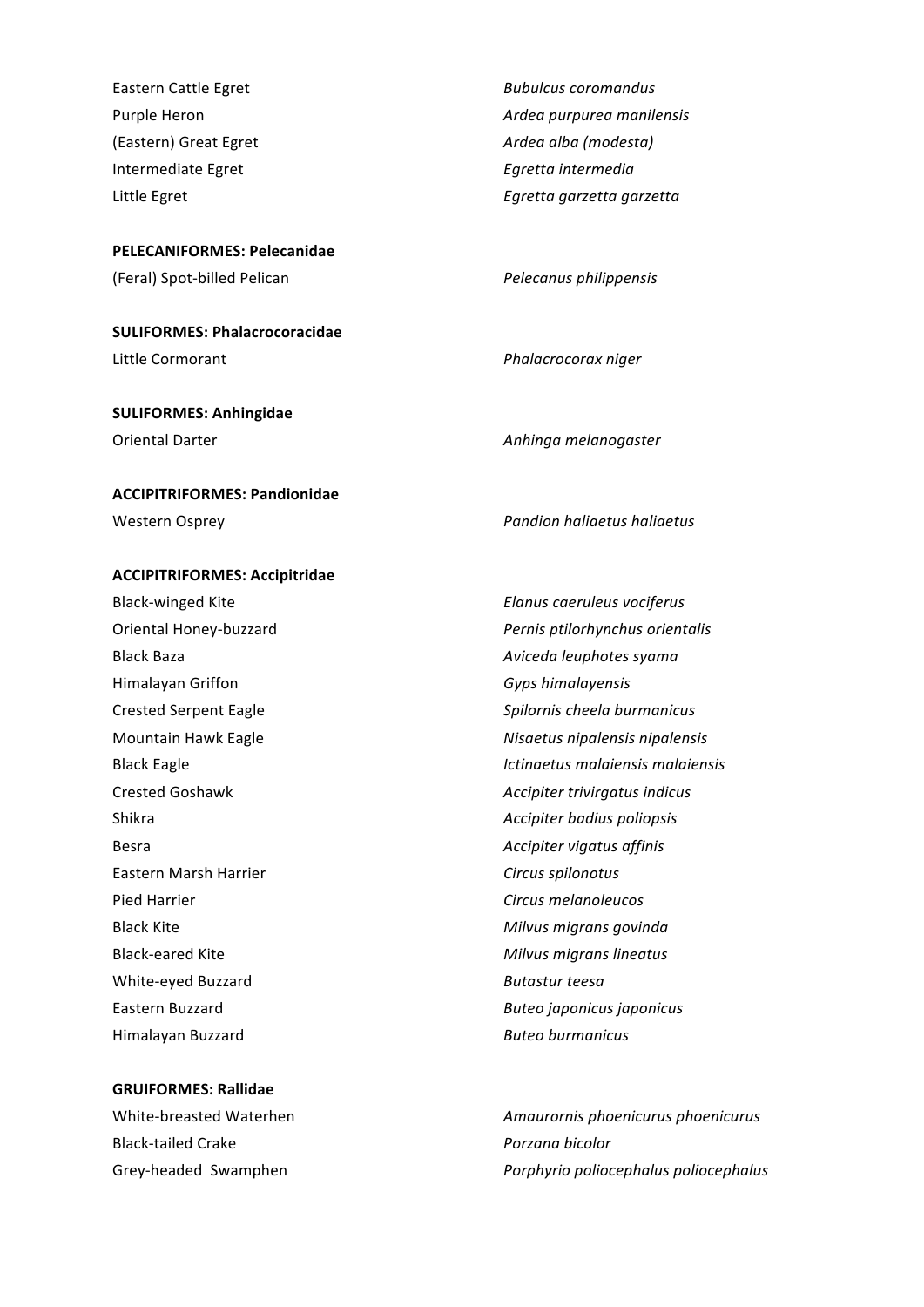Eastern Cattle Egret — *Bubulcus coromandus*
Purple Heron — *Ardea purpurea manilensis*
(Eastern) Great Egret — *Ardea alba (modesta)*
Intermediate Egret — *Egretta intermedia*
Little Egret — *Egretta garzetta garzetta*

**PELECANIFORMES: Pelecanidae**

(Feral) Spot-billed Pelican — *Pelecanus philippensis*

**SULIFORMES: Phalacrocoracidae**

Little Cormorant — *Phalacrocorax niger*

**SULIFORMES: Anhingidae**

Oriental Darter — *Anhinga melanogaster*

**ACCIPITRIFORMES: Pandionidae**

Western Osprey — *Pandion haliaetus haliaetus*

**ACCIPITRIFORMES: Accipitridae**

Black-winged Kite — *Elanus caeruleus vociferus*
Oriental Honey-buzzard — *Pernis ptilorhynchus orientalis*
Black Baza — *Aviceda leuphotes syama*
Himalayan Griffon — *Gyps himalayensis*
Crested Serpent Eagle — *Spilornis cheela burmanicus*
Mountain Hawk Eagle — *Nisaetus nipalensis nipalensis*
Black Eagle — *Ictinaetus malaiensis malaiensis*
Crested Goshawk — *Accipiter trivirgatus indicus*
Shikra — *Accipiter badius poliopsis*
Besra — *Accipiter vigatus affinis*
Eastern Marsh Harrier — *Circus spilonotus*
Pied Harrier — *Circus melanoleucos*
Black Kite — *Milvus migrans govinda*
Black-eared Kite — *Milvus migrans lineatus*
White-eyed Buzzard — *Butastur teesa*
Eastern Buzzard — *Buteo japonicus japonicus*
Himalayan Buzzard — *Buteo burmanicus*

**GRUIFORMES: Rallidae**

White-breasted Waterhen — *Amaurornis phoenicurus phoenicurus*
Black-tailed Crake — *Porzana bicolor*
Grey-headed Swamphen — *Porphyrio poliocephalus poliocephalus*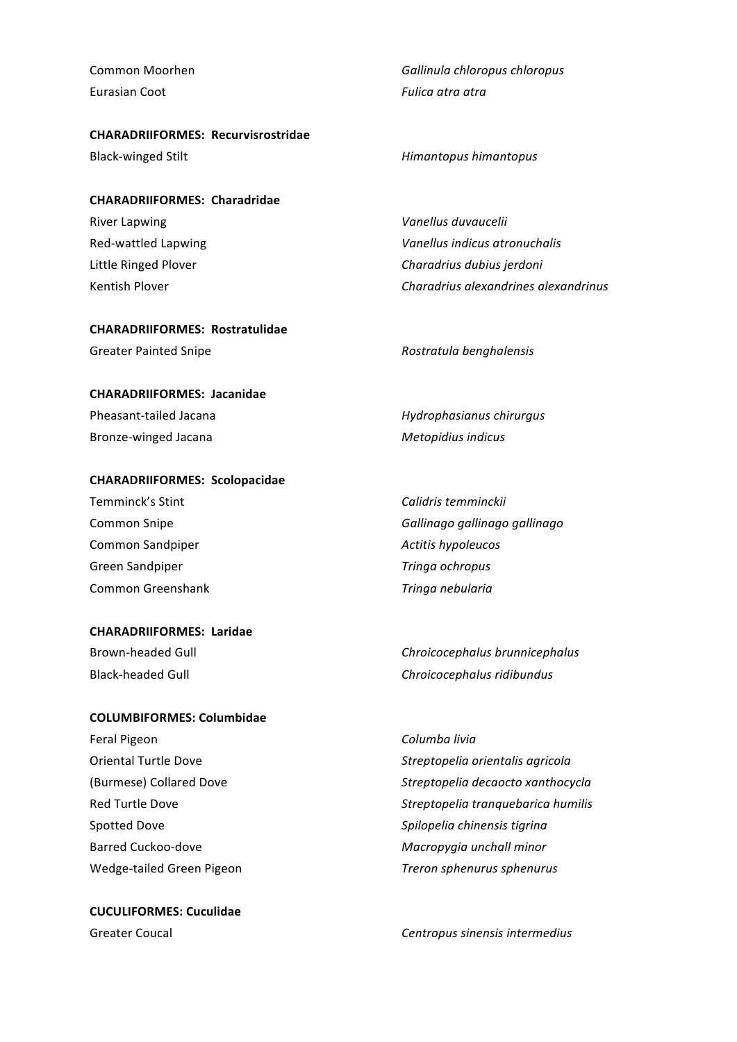| | |
|---|---|
| Common Moorhen | *Gallinula chloropus chloropus* |
| Eurasian Coot | *Fulica atra atra* |

**CHARADRIIFORMES: Recurvisrostridae**

| | |
|---|---|
| Black-winged Stilt | *Himantopus himantopus* |

**CHARADRIIFORMES: Charadridae**

| | |
|---|---|
| River Lapwing | *Vanellus duvaucelii* |
| Red-wattled Lapwing | *Vanellus indicus atronuchalis* |
| Little Ringed Plover | *Charadrius dubius jerdoni* |
| Kentish Plover | *Charadrius alexandrines alexandrinus* |

**CHARADRIIFORMES: Rostratulidae**

| | |
|---|---|
| Greater Painted Snipe | *Rostratula benghalensis* |

**CHARADRIIFORMES: Jacanidae**

| | |
|---|---|
| Pheasant-tailed Jacana | *Hydrophasianus chirurgus* |
| Bronze-winged Jacana | *Metopidius indicus* |

**CHARADRIIFORMES: Scolopacidae**

| | |
|---|---|
| Temminck's Stint | *Calidris temminckii* |
| Common Snipe | *Gallinago gallinago gallinago* |
| Common Sandpiper | *Actitis hypoleucos* |
| Green Sandpiper | *Tringa ochropus* |
| Common Greenshank | *Tringa nebularia* |

**CHARADRIIFORMES: Laridae**

| | |
|---|---|
| Brown-headed Gull | *Chroicocephalus brunnicephalus* |
| Black-headed Gull | *Chroicocephalus ridibundus* |

**COLUMBIFORMES: Columbidae**

| | |
|---|---|
| Feral Pigeon | *Columba livia* |
| Oriental Turtle Dove | *Streptopelia orientalis agricola* |
| (Burmese) Collared Dove | *Streptopelia decaocto xanthocycla* |
| Red Turtle Dove | *Streptopelia tranquebarica humilis* |
| Spotted Dove | *Spilopelia chinensis tigrina* |
| Barred Cuckoo-dove | *Macropygia unchall minor* |
| Wedge-tailed Green Pigeon | *Treron sphenurus sphenurus* |

**CUCULIFORMES: Cuculidae**

| | |
|---|---|
| Greater Coucal | *Centropus sinensis intermedius* |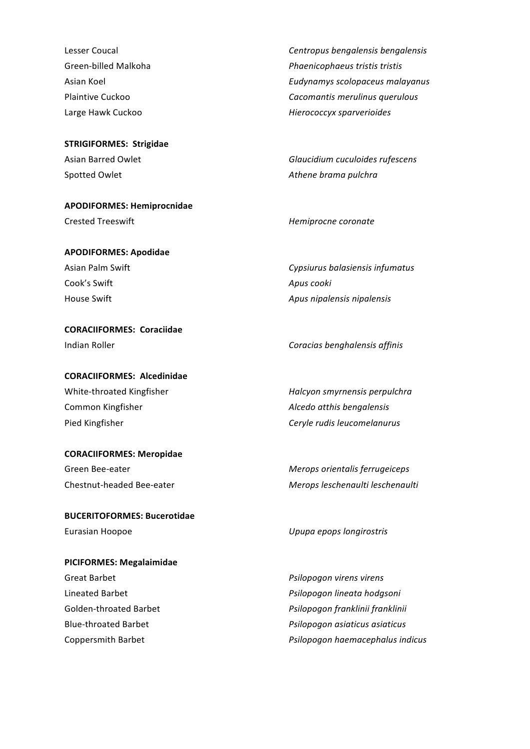| | |
|---|---|
| Lesser Coucal | *Centropus bengalensis bengalensis* |
| Green-billed Malkoha | *Phaenicophaeus tristis tristis* |
| Asian Koel | *Eudynamys scolopaceus malayanus* |
| Plaintive Cuckoo | *Cacomantis merulinus querulous* |
| Large Hawk Cuckoo | *Hierococcyx sparverioides* |

**STRIGIFORMES: Strigidae**

| | |
|---|---|
| Asian Barred Owlet | *Glaucidium cuculoides rufescens* |
| Spotted Owlet | *Athene brama pulchra* |

**APODIFORMES: Hemiprocnidae**

| | |
|---|---|
| Crested Treeswift | *Hemiprocne coronate* |

**APODIFORMES: Apodidae**

| | |
|---|---|
| Asian Palm Swift | *Cypsiurus balasiensis infumatus* |
| Cook's Swift | *Apus cooki* |
| House Swift | *Apus nipalensis nipalensis* |

**CORACIIFORMES: Coraciidae**

| | |
|---|---|
| Indian Roller | *Coracias benghalensis affinis* |

**CORACIIFORMES: Alcedinidae**

| | |
|---|---|
| White-throated Kingfisher | *Halcyon smyrnensis perpulchra* |
| Common Kingfisher | *Alcedo atthis bengalensis* |
| Pied Kingfisher | *Ceryle rudis leucomelanurus* |

**CORACIIFORMES: Meropidae**

| | |
|---|---|
| Green Bee-eater | *Merops orientalis ferrugeiceps* |
| Chestnut-headed Bee-eater | *Merops leschenaulti leschenaulti* |

**BUCERITOFORMES: Bucerotidae**

| | |
|---|---|
| Eurasian Hoopoe | *Upupa epops longirostris* |

**PICIFORMES: Megalaimidae**

| | |
|---|---|
| Great Barbet | *Psilopogon virens virens* |
| Lineated Barbet | *Psilopogon lineata hodgsoni* |
| Golden-throated Barbet | *Psilopogon franklinii franklinii* |
| Blue-throated Barbet | *Psilopogon asiaticus asiaticus* |
| Coppersmith Barbet | *Psilopogon haemacephalus indicus* |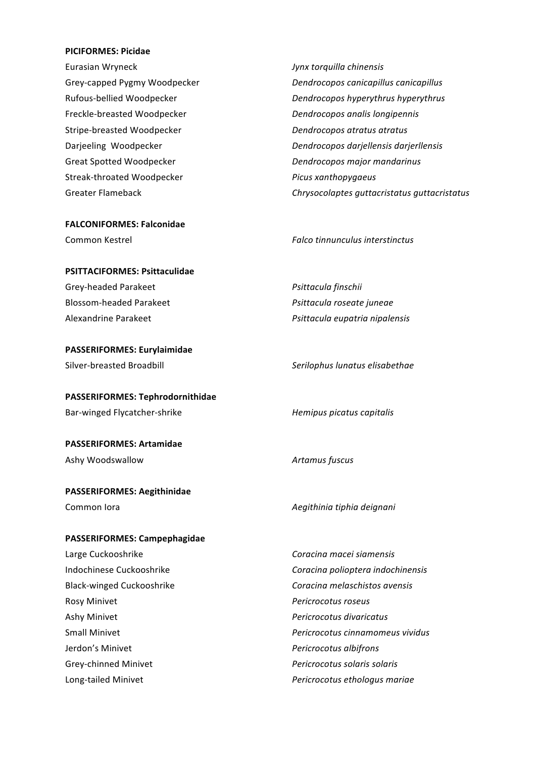**PICIFORMES: Picidae**

| | |
|---|---|
| Eurasian Wryneck | *Jynx torquilla chinensis* |
| Grey-capped Pygmy Woodpecker | *Dendrocopos canicapillus canicapillus* |
| Rufous-bellied Woodpecker | *Dendrocopos hyperythrus hyperythrus* |
| Freckle-breasted Woodpecker | *Dendrocopos analis longipennis* |
| Stripe-breasted Woodpecker | *Dendrocopos atratus atratus* |
| Darjeeling Woodpecker | *Dendrocopos darjellensis darjerllensis* |
| Great Spotted Woodpecker | *Dendrocopos major mandarinus* |
| Streak-throated Woodpecker | *Picus xanthopygaeus* |
| Greater Flameback | *Chrysocolaptes guttacristatus guttacristatus* |

**FALCONIFORMES: Falconidae**

| | |
|---|---|
| Common Kestrel | *Falco tinnunculus interstinctus* |

**PSITTACIFORMES: Psittaculidae**

| | |
|---|---|
| Grey-headed Parakeet | *Psittacula finschii* |
| Blossom-headed Parakeet | *Psittacula roseate juneae* |
| Alexandrine Parakeet | *Psittacula eupatria nipalensis* |

**PASSERIFORMES: Eurylaimidae**

| | |
|---|---|
| Silver-breasted Broadbill | *Serilophus lunatus elisabethae* |

**PASSERIFORMES: Tephrodornithidae**

| | |
|---|---|
| Bar-winged Flycatcher-shrike | *Hemipus picatus capitalis* |

**PASSERIFORMES: Artamidae**

| | |
|---|---|
| Ashy Woodswallow | *Artamus fuscus* |

**PASSERIFORMES: Aegithinidae**

| | |
|---|---|
| Common Iora | *Aegithinia tiphia deignani* |

**PASSERIFORMES: Campephagidae**

| | |
|---|---|
| Large Cuckooshrike | *Coracina macei siamensis* |
| Indochinese Cuckooshrike | *Coracina polioptera indochinensis* |
| Black-winged Cuckooshrike | *Coracina melaschistos avensis* |
| Rosy Minivet | *Pericrocotus roseus* |
| Ashy Minivet | *Pericrocotus divaricatus* |
| Small Minivet | *Pericrocotus cinnamomeus vividus* |
| Jerdon's Minivet | *Pericrocotus albifrons* |
| Grey-chinned Minivet | *Pericrocotus solaris solaris* |
| Long-tailed Minivet | *Pericrocotus ethologus mariae* |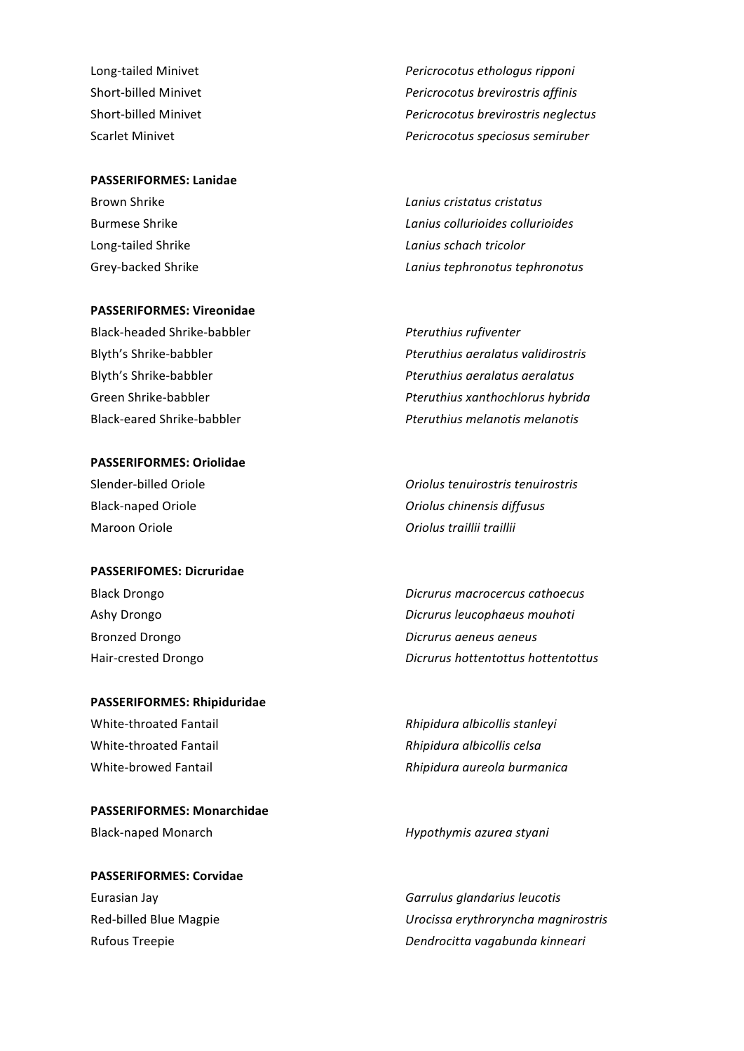| | |
|---|---|
| Long-tailed Minivet | *Pericrocotus ethologus ripponi* |
| Short-billed Minivet | *Pericrocotus brevirostris affinis* |
| Short-billed Minivet | *Pericrocotus brevirostris neglectus* |
| Scarlet Minivet | *Pericrocotus speciosus semiruber* |

**PASSERIFORMES: Lanidae**

| | |
|---|---|
| Brown Shrike | *Lanius cristatus cristatus* |
| Burmese Shrike | *Lanius collurioides collurioides* |
| Long-tailed Shrike | *Lanius schach tricolor* |
| Grey-backed Shrike | *Lanius tephronotus tephronotus* |

**PASSERIFORMES: Vireonidae**

| | |
|---|---|
| Black-headed Shrike-babbler | *Pteruthius rufiventer* |
| Blyth's Shrike-babbler | *Pteruthius aeralatus validirostris* |
| Blyth's Shrike-babbler | *Pteruthius aeralatus aeralatus* |
| Green Shrike-babbler | *Pteruthius xanthochlorus hybrida* |
| Black-eared Shrike-babbler | *Pteruthius melanotis melanotis* |

**PASSERIFORMES: Oriolidae**

| | |
|---|---|
| Slender-billed Oriole | *Oriolus tenuirostris tenuirostris* |
| Black-naped Oriole | *Oriolus chinensis diffusus* |
| Maroon Oriole | *Oriolus traillii traillii* |

**PASSERIFOMES: Dicruridae**

| | |
|---|---|
| Black Drongo | *Dicrurus macrocercus cathoecus* |
| Ashy Drongo | *Dicrurus leucophaeus mouhoti* |
| Bronzed Drongo | *Dicrurus aeneus aeneus* |
| Hair-crested Drongo | *Dicrurus hottentottus hottentottus* |

**PASSERIFORMES: Rhipiduridae**

| | |
|---|---|
| White-throated Fantail | *Rhipidura albicollis stanleyi* |
| White-throated Fantail | *Rhipidura albicollis celsa* |
| White-browed Fantail | *Rhipidura aureola burmanica* |

**PASSERIFORMES: Monarchidae**

| | |
|---|---|
| Black-naped Monarch | *Hypothymis azurea styani* |

**PASSERIFORMES: Corvidae**

| | |
|---|---|
| Eurasian Jay | *Garrulus glandarius leucotis* |
| Red-billed Blue Magpie | *Urocissa erythroryncha magnirostris* |
| Rufous Treepie | *Dendrocitta vagabunda kinneari* |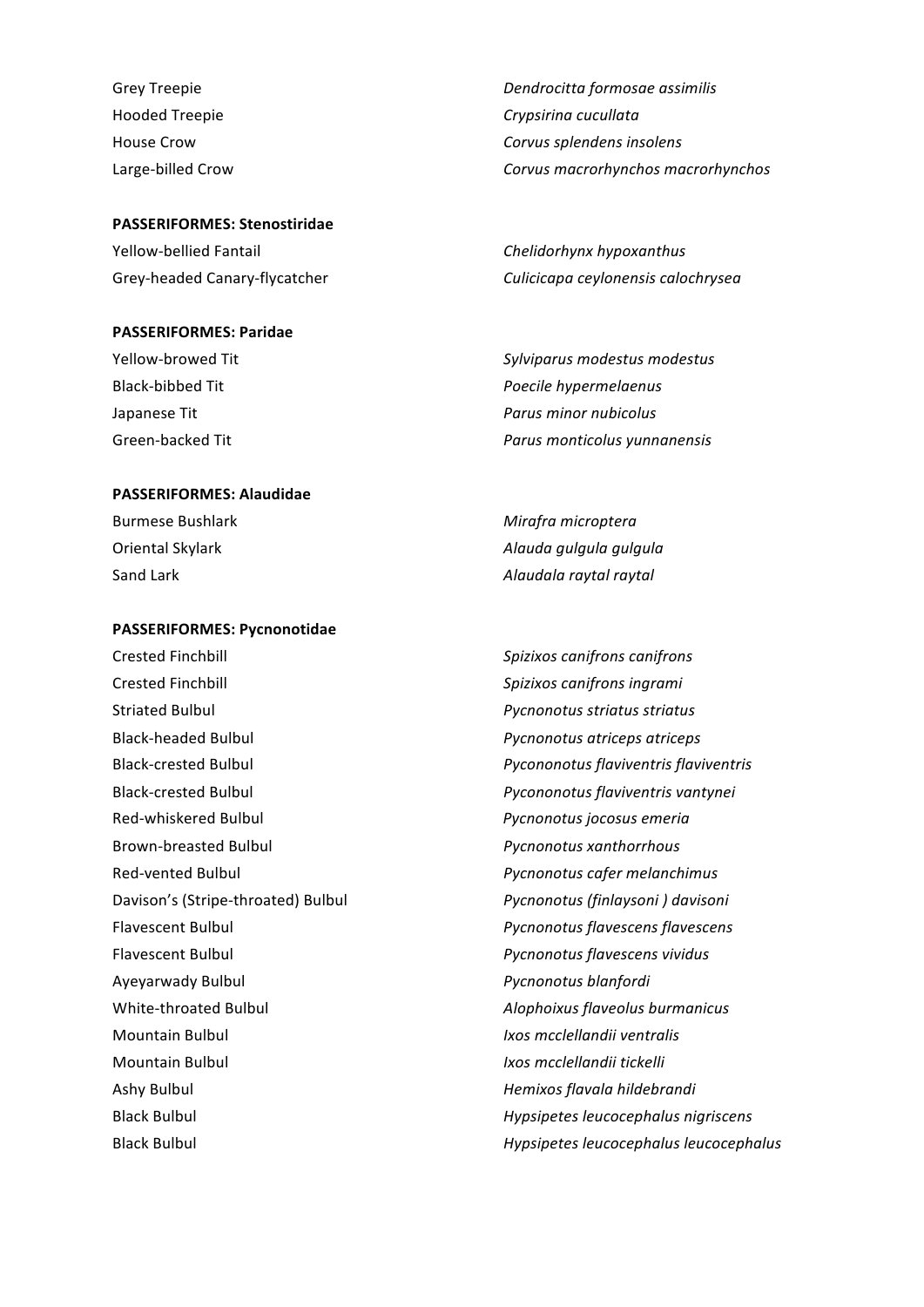| | |
|---|---|
| Grey Treepie | *Dendrocitta formosae assimilis* |
| Hooded Treepie | *Crypsirina cucullata* |
| House Crow | *Corvus splendens insolens* |
| Large-billed Crow | *Corvus macrorhynchos macrorhynchos* |

**PASSERIFORMES: Stenostiridae**

| | |
|---|---|
| Yellow-bellied Fantail | *Chelidorhynx hypoxanthus* |
| Grey-headed Canary-flycatcher | *Culicicapa ceylonensis calochrysea* |

**PASSERIFORMES: Paridae**

| | |
|---|---|
| Yellow-browed Tit | *Sylviparus modestus modestus* |
| Black-bibbed Tit | *Poecile hypermelaenus* |
| Japanese Tit | *Parus minor nubicolus* |
| Green-backed Tit | *Parus monticolus yunnanensis* |

**PASSERIFORMES: Alaudidae**

| | |
|---|---|
| Burmese Bushlark | *Mirafra microptera* |
| Oriental Skylark | *Alauda gulgula gulgula* |
| Sand Lark | *Alaudala raytal raytal* |

**PASSERIFORMES: Pycnonotidae**

| | |
|---|---|
| Crested Finchbill | *Spizixos canifrons canifrons* |
| Crested Finchbill | *Spizixos canifrons ingrami* |
| Striated Bulbul | *Pycnonotus striatus striatus* |
| Black-headed Bulbul | *Pycnonotus atriceps atriceps* |
| Black-crested Bulbul | *Pycononotus flaviventris flaviventris* |
| Black-crested Bulbul | *Pycononotus flaviventris vantynei* |
| Red-whiskered Bulbul | *Pycnonotus jocosus emeria* |
| Brown-breasted Bulbul | *Pycnonotus xanthorrhous* |
| Red-vented Bulbul | *Pycnonotus cafer melanchimus* |
| Davison's (Stripe-throated) Bulbul | *Pycnonotus (finlaysoni ) davisoni* |
| Flavescent Bulbul | *Pycnonotus flavescens flavescens* |
| Flavescent Bulbul | *Pycnonotus flavescens vividus* |
| Ayeyarwady Bulbul | *Pycnonotus blanfordi* |
| White-throated Bulbul | *Alophoixus flaveolus burmanicus* |
| Mountain Bulbul | *Ixos mcclellandii ventralis* |
| Mountain Bulbul | *Ixos mcclellandii tickelli* |
| Ashy Bulbul | *Hemixos flavala hildebrandi* |
| Black Bulbul | *Hypsipetes leucocephalus nigriscens* |
| Black Bulbul | *Hypsipetes leucocephalus leucocephalus* |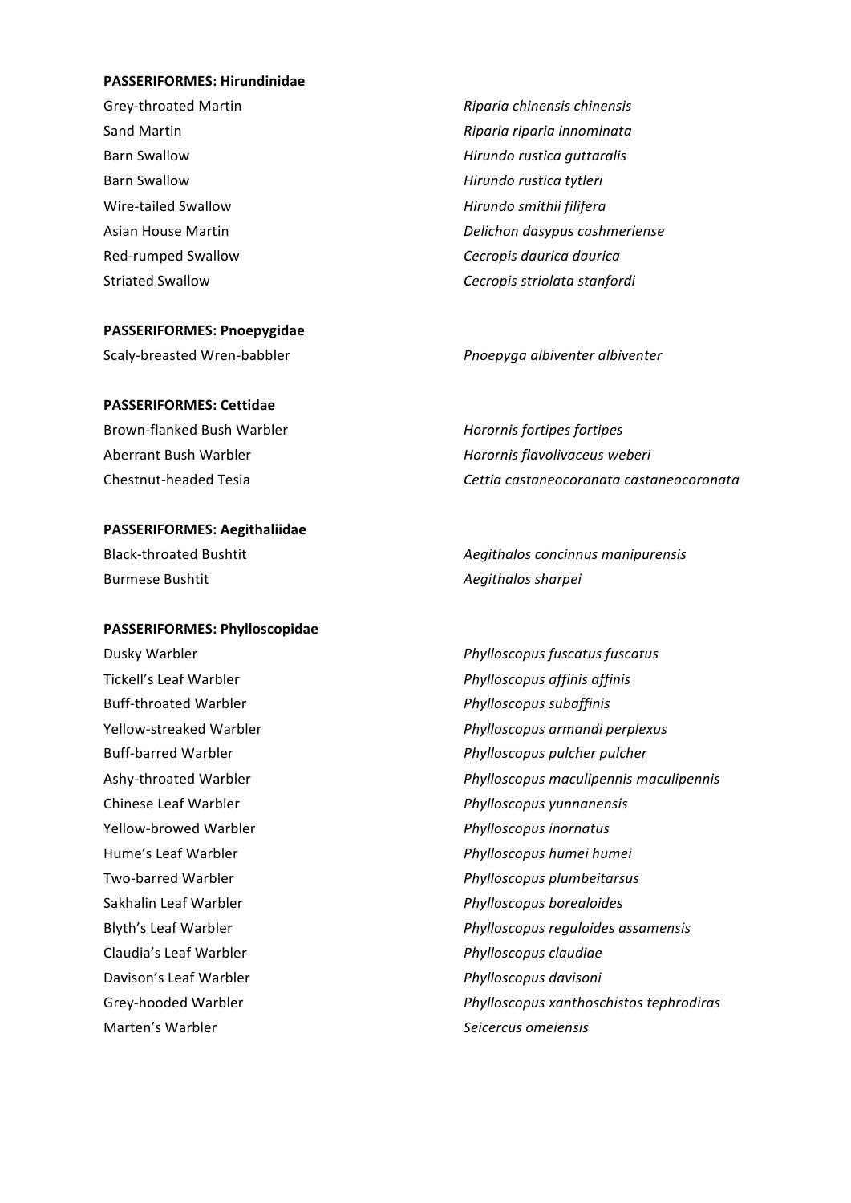**PASSERIFORMES: Hirundinidae**

| | |
|---|---|
| Grey-throated Martin | *Riparia chinensis chinensis* |
| Sand Martin | *Riparia riparia innominata* |
| Barn Swallow | *Hirundo rustica guttaralis* |
| Barn Swallow | *Hirundo rustica tytleri* |
| Wire-tailed Swallow | *Hirundo smithii filifera* |
| Asian House Martin | *Delichon dasypus cashmeriense* |
| Red-rumped Swallow | *Cecropis daurica daurica* |
| Striated Swallow | *Cecropis striolata stanfordi* |

**PASSERIFORMES: Pnoepygidae**

| | |
|---|---|
| Scaly-breasted Wren-babbler | *Pnoepyga albiventer albiventer* |

**PASSERIFORMES: Cettidae**

| | |
|---|---|
| Brown-flanked Bush Warbler | *Horornis fortipes fortipes* |
| Aberrant Bush Warbler | *Horornis flavolivaceus weberi* |
| Chestnut-headed Tesia | *Cettia castaneocoronata castaneocoronata* |

**PASSERIFORMES: Aegithaliidae**

| | |
|---|---|
| Black-throated Bushtit | *Aegithalos concinnus manipurensis* |
| Burmese Bushtit | *Aegithalos sharpei* |

**PASSERIFORMES: Phylloscopidae**

| | |
|---|---|
| Dusky Warbler | *Phylloscopus fuscatus fuscatus* |
| Tickell's Leaf Warbler | *Phylloscopus affinis affinis* |
| Buff-throated Warbler | *Phylloscopus subaffinis* |
| Yellow-streaked Warbler | *Phylloscopus armandi perplexus* |
| Buff-barred Warbler | *Phylloscopus pulcher pulcher* |
| Ashy-throated Warbler | *Phylloscopus maculipennis maculipennis* |
| Chinese Leaf Warbler | *Phylloscopus yunnanensis* |
| Yellow-browed Warbler | *Phylloscopus inornatus* |
| Hume's Leaf Warbler | *Phylloscopus humei humei* |
| Two-barred Warbler | *Phylloscopus plumbeitarsus* |
| Sakhalin Leaf Warbler | *Phylloscopus borealoides* |
| Blyth's Leaf Warbler | *Phylloscopus reguloides assamensis* |
| Claudia's Leaf Warbler | *Phylloscopus claudiae* |
| Davison's Leaf Warbler | *Phylloscopus davisoni* |
| Grey-hooded Warbler | *Phylloscopus xanthoschistos tephrodiras* |
| Marten's Warbler | *Seicercus omeiensis* |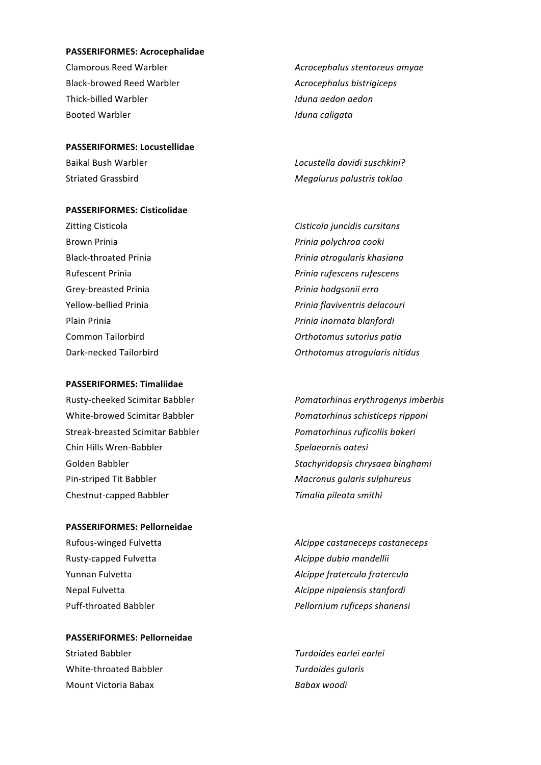**PASSERIFORMES: Acrocephalidae**

| | |
|---|---|
| Clamorous Reed Warbler | *Acrocephalus stentoreus amyae* |
| Black-browed Reed Warbler | *Acrocephalus bistrigiceps* |
| Thick-billed Warbler | *Iduna aedon aedon* |
| Booted Warbler | *Iduna caligata* |

**PASSERIFORMES: Locustellidae**

| | |
|---|---|
| Baikal Bush Warbler | *Locustella davidi suschkini?* |
| Striated Grassbird | *Megalurus palustris toklao* |

**PASSERIFORMES: Cisticolidae**

| | |
|---|---|
| Zitting Cisticola | *Cisticola juncidis cursitans* |
| Brown Prinia | *Prinia polychroa cooki* |
| Black-throated Prinia | *Prinia atrogularis khasiana* |
| Rufescent Prinia | *Prinia rufescens rufescens* |
| Grey-breasted Prinia | *Prinia hodgsonii erro* |
| Yellow-bellied Prinia | *Prinia flaviventris delacouri* |
| Plain Prinia | *Prinia inornata blanfordi* |
| Common Tailorbird | *Orthotomus sutorius patia* |
| Dark-necked Tailorbird | *Orthotomus atrogularis nitidus* |

**PASSERIFORMES: Timaliidae**

| | |
|---|---|
| Rusty-cheeked Scimitar Babbler | *Pomatorhinus erythrogenys imberbis* |
| White-browed Scimitar Babbler | *Pomatorhinus schisticeps ripponi* |
| Streak-breasted Scimitar Babbler | *Pomatorhinus ruficollis bakeri* |
| Chin Hills Wren-Babbler | *Spelaeornis oatesi* |
| Golden Babbler | *Stachyridopsis chrysaea binghami* |
| Pin-striped Tit Babbler | *Macronus gularis sulphureus* |
| Chestnut-capped Babbler | *Timalia pileata smithi* |

**PASSERIFORMES: Pellorneidae**

| | |
|---|---|
| Rufous-winged Fulvetta | *Alcippe castaneceps castaneceps* |
| Rusty-capped Fulvetta | *Alcippe dubia mandellii* |
| Yunnan Fulvetta | *Alcippe fratercula fratercula* |
| Nepal Fulvetta | *Alcippe nipalensis stanfordi* |
| Puff-throated Babbler | *Pellornium ruficeps shanensi* |

**PASSERIFORMES: Pellorneidae**

| | |
|---|---|
| Striated Babbler | *Turdoides earlei earlei* |
| White-throated Babbler | *Turdoides gularis* |
| Mount Victoria Babax | *Babax woodi* |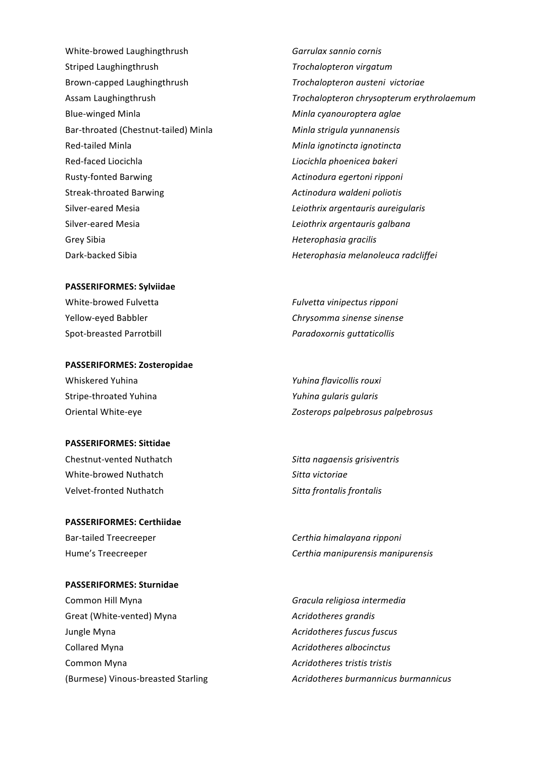| | |
|---|---|
| White-browed Laughingthrush | *Garrulax sannio cornis* |
| Striped Laughingthrush | *Trochalopteron virgatum* |
| Brown-capped Laughingthrush | *Trochalopteron austeni victoriae* |
| Assam Laughingthrush | *Trochalopteron chrysopterum erythrolaemum* |
| Blue-winged Minla | *Minla cyanouroptera aglae* |
| Bar-throated (Chestnut-tailed) Minla | *Minla strigula yunnanensis* |
| Red-tailed Minla | *Minla ignotincta ignotincta* |
| Red-faced Liocichla | *Liocichla phoenicea bakeri* |
| Rusty-fonted Barwing | *Actinodura egertoni ripponi* |
| Streak-throated Barwing | *Actinodura waldeni poliotis* |
| Silver-eared Mesia | *Leiothrix argentauris aureigularis* |
| Silver-eared Mesia | *Leiothrix argentauris galbana* |
| Grey Sibia | *Heterophasia gracilis* |
| Dark-backed Sibia | *Heterophasia melanoleuca radcliffei* |

**PASSERIFORMES: Sylviidae**

| | |
|---|---|
| White-browed Fulvetta | *Fulvetta vinipectus ripponi* |
| Yellow-eyed Babbler | *Chrysomma sinense sinense* |
| Spot-breasted Parrotbill | *Paradoxornis guttaticollis* |

**PASSERIFORMES: Zosteropidae**

| | |
|---|---|
| Whiskered Yuhina | *Yuhina flavicollis rouxi* |
| Stripe-throated Yuhina | *Yuhina gularis gularis* |
| Oriental White-eye | *Zosterops palpebrosus palpebrosus* |

**PASSERIFORMES: Sittidae**

| | |
|---|---|
| Chestnut-vented Nuthatch | *Sitta nagaensis grisiventris* |
| White-browed Nuthatch | *Sitta victoriae* |
| Velvet-fronted Nuthatch | *Sitta frontalis frontalis* |

**PASSERIFORMES: Certhiidae**

| | |
|---|---|
| Bar-tailed Treecreeper | *Certhia himalayana ripponi* |
| Hume's Treecreeper | *Certhia manipurensis manipurensis* |

**PASSERIFORMES: Sturnidae**

| | |
|---|---|
| Common Hill Myna | *Gracula religiosa intermedia* |
| Great (White-vented) Myna | *Acridotheres grandis* |
| Jungle Myna | *Acridotheres fuscus fuscus* |
| Collared Myna | *Acridotheres albocinctus* |
| Common Myna | *Acridotheres tristis tristis* |
| (Burmese) Vinous-breasted Starling | *Acridotheres burmannicus burmannicus* |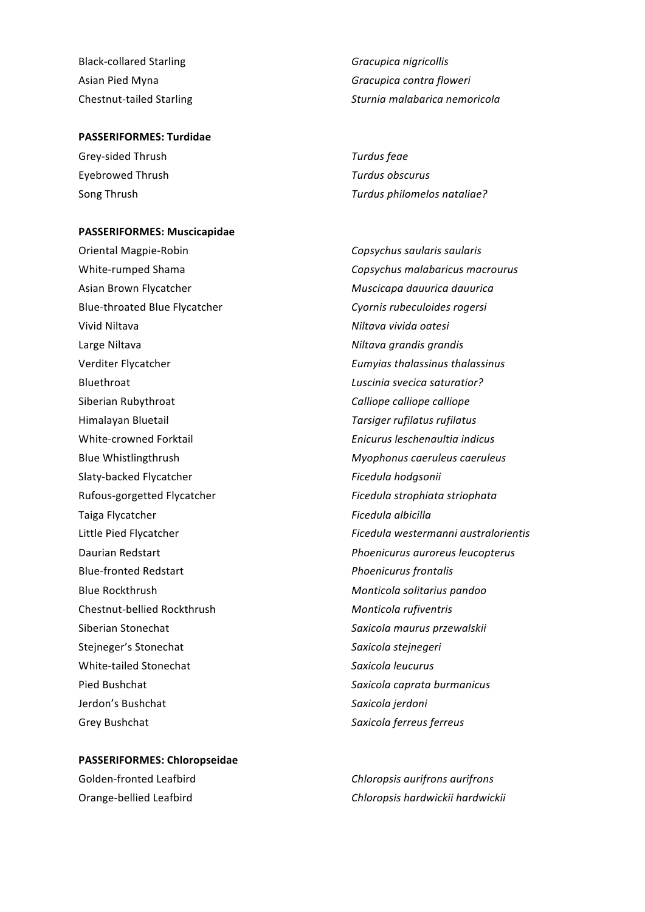| | |
|---|---|
| Black-collared Starling | *Gracupica nigricollis* |
| Asian Pied Myna | *Gracupica contra floweri* |
| Chestnut-tailed Starling | *Sturnia malabarica nemoricola* |

**PASSERIFORMES: Turdidae**

| | |
|---|---|
| Grey-sided Thrush | *Turdus feae* |
| Eyebrowed Thrush | *Turdus obscurus* |
| Song Thrush | *Turdus philomelos nataliae?* |

**PASSERIFORMES: Muscicapidae**

| | |
|---|---|
| Oriental Magpie-Robin | *Copsychus saularis saularis* |
| White-rumped Shama | *Copsychus malabaricus macrourus* |
| Asian Brown Flycatcher | *Muscicapa dauurica dauurica* |
| Blue-throated Blue Flycatcher | *Cyornis rubeculoides rogersi* |
| Vivid Niltava | *Niltava vivida oatesi* |
| Large Niltava | *Niltava grandis grandis* |
| Verditer Flycatcher | *Eumyias thalassinus thalassinus* |
| Bluethroat | *Luscinia svecica saturatior?* |
| Siberian Rubythroat | *Calliope calliope calliope* |
| Himalayan Bluetail | *Tarsiger rufilatus rufilatus* |
| White-crowned Forktail | *Enicurus leschenaultia indicus* |
| Blue Whistlingthrush | *Myophonus caeruleus caeruleus* |
| Slaty-backed Flycatcher | *Ficedula hodgsonii* |
| Rufous-gorgetted Flycatcher | *Ficedula strophiata striophata* |
| Taiga Flycatcher | *Ficedula albicilla* |
| Little Pied Flycatcher | *Ficedula westermanni australorientis* |
| Daurian Redstart | *Phoenicurus auroreus leucopterus* |
| Blue-fronted Redstart | *Phoenicurus frontalis* |
| Blue Rockthrush | *Monticola solitarius pandoo* |
| Chestnut-bellied Rockthrush | *Monticola rufiventris* |
| Siberian Stonechat | *Saxicola maurus przewalskii* |
| Stejneger's Stonechat | *Saxicola stejnegeri* |
| White-tailed Stonechat | *Saxicola leucurus* |
| Pied Bushchat | *Saxicola caprata burmanicus* |
| Jerdon's Bushchat | *Saxicola jerdoni* |
| Grey Bushchat | *Saxicola ferreus ferreus* |

**PASSERIFORMES: Chloropseidae**

| | |
|---|---|
| Golden-fronted Leafbird | *Chloropsis aurifrons aurifrons* |
| Orange-bellied Leafbird | *Chloropsis hardwickii hardwickii* |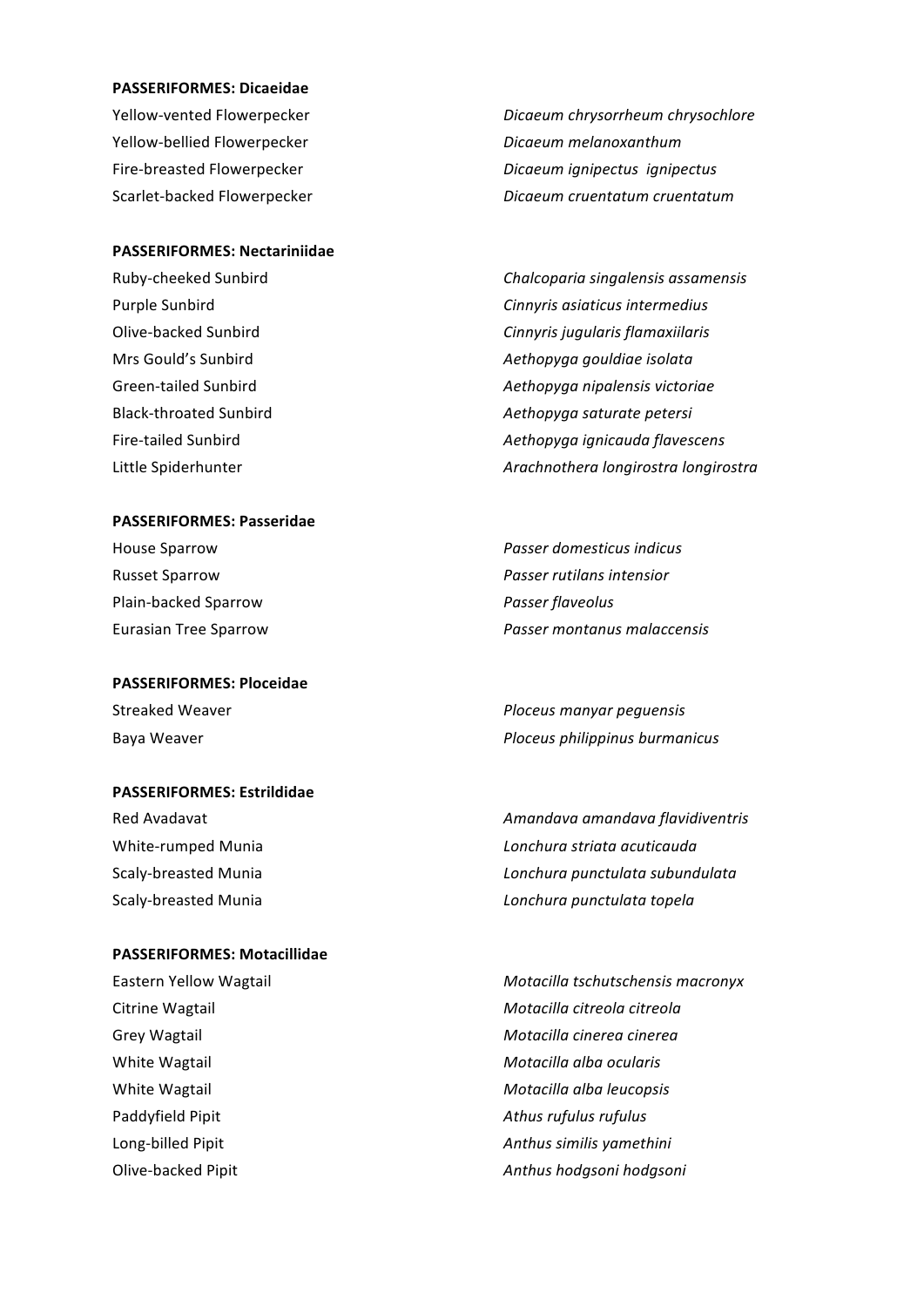**PASSERIFORMES: Dicaeidae**

| | |
|---|---|
| Yellow-vented Flowerpecker | *Dicaeum chrysorrheum chrysochlore* |
| Yellow-bellied Flowerpecker | *Dicaeum melanoxanthum* |
| Fire-breasted Flowerpecker | *Dicaeum ignipectus ignipectus* |
| Scarlet-backed Flowerpecker | *Dicaeum cruentatum cruentatum* |

**PASSERIFORMES: Nectariniidae**

| | |
|---|---|
| Ruby-cheeked Sunbird | *Chalcoparia singalensis assamensis* |
| Purple Sunbird | *Cinnyris asiaticus intermedius* |
| Olive-backed Sunbird | *Cinnyris jugularis flamaxiilaris* |
| Mrs Gould's Sunbird | *Aethopyga gouldiae isolata* |
| Green-tailed Sunbird | *Aethopyga nipalensis victoriae* |
| Black-throated Sunbird | *Aethopyga saturate petersi* |
| Fire-tailed Sunbird | *Aethopyga ignicauda flavescens* |
| Little Spiderhunter | *Arachnothera longirostra longirostra* |

**PASSERIFORMES: Passeridae**

| | |
|---|---|
| House Sparrow | *Passer domesticus indicus* |
| Russet Sparrow | *Passer rutilans intensior* |
| Plain-backed Sparrow | *Passer flaveolus* |
| Eurasian Tree Sparrow | *Passer montanus malaccensis* |

**PASSERIFORMES: Ploceidae**

| | |
|---|---|
| Streaked Weaver | *Ploceus manyar peguensis* |
| Baya Weaver | *Ploceus philippinus burmanicus* |

**PASSERIFORMES: Estrildidae**

| | |
|---|---|
| Red Avadavat | *Amandava amandava flavidiventris* |
| White-rumped Munia | *Lonchura striata acuticauda* |
| Scaly-breasted Munia | *Lonchura punctulata subundulata* |
| Scaly-breasted Munia | *Lonchura punctulata topela* |

**PASSERIFORMES: Motacillidae**

| | |
|---|---|
| Eastern Yellow Wagtail | *Motacilla tschutschensis macronyx* |
| Citrine Wagtail | *Motacilla citreola citreola* |
| Grey Wagtail | *Motacilla cinerea cinerea* |
| White Wagtail | *Motacilla alba ocularis* |
| White Wagtail | *Motacilla alba leucopsis* |
| Paddyfield Pipit | *Athus rufulus rufulus* |
| Long-billed Pipit | *Anthus similis yamethini* |
| Olive-backed Pipit | *Anthus hodgsoni hodgsoni* |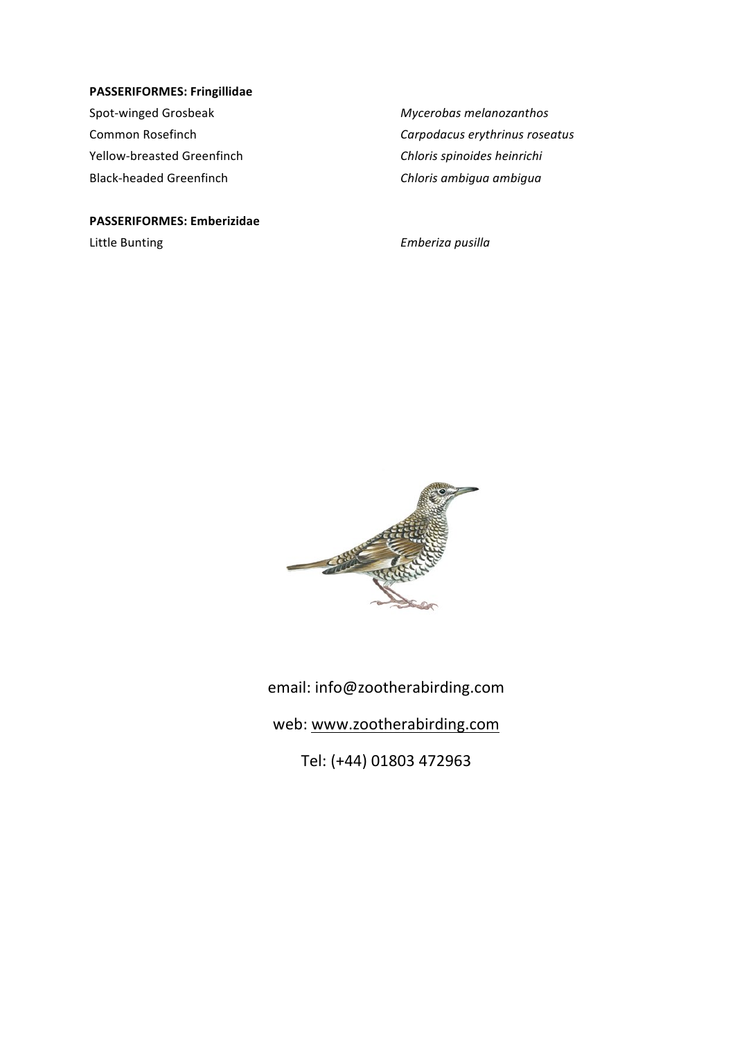**PASSERIFORMES: Fringillidae**

| | |
|---|---|
| Spot-winged Grosbeak | *Mycerobas melanozanthos* |
| Common Rosefinch | *Carpodacus erythrinus roseatus* |
| Yellow-breasted Greenfinch | *Chloris spinoides heinrichi* |
| Black-headed Greenfinch | *Chloris ambigua ambigua* |

**PASSERIFORMES: Emberizidae**

| | |
|---|---|
| Little Bunting | *Emberiza pusilla* |

email: info@zootherabirding.com

web: www.zootherabirding.com

Tel: (+44) 01803 472963